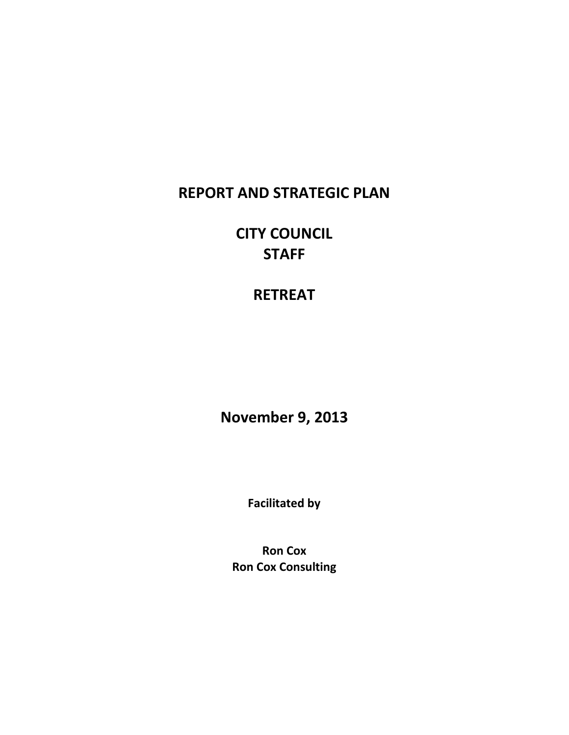# REPORT AND STRATEGIC PLAN

## CITY COUNCIL
## STAFF

## RETREAT

## November 9, 2013

**Facilitated by**

**Ron Cox**
**Ron Cox Consulting**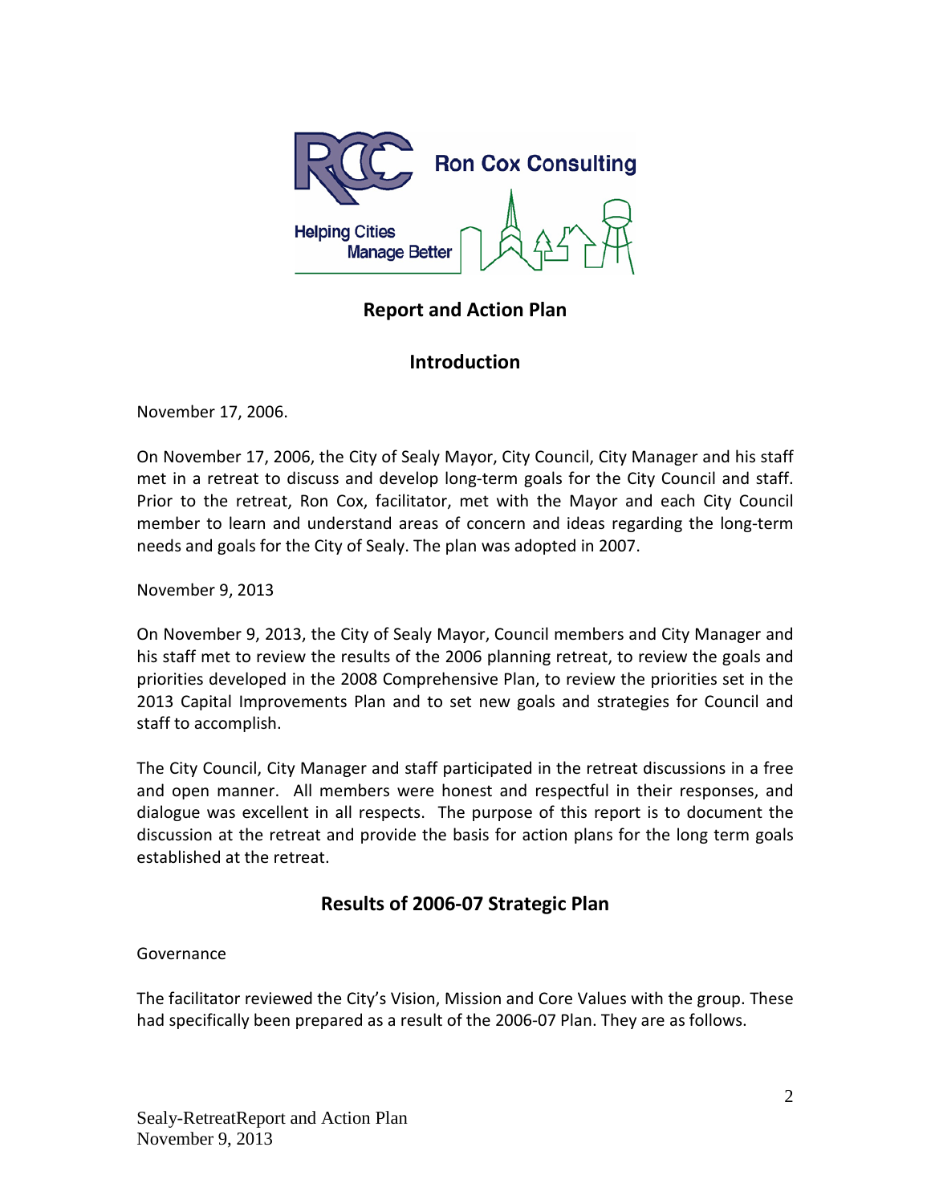Ron Cox Consulting

Helping Cities Manage Better

## Report and Action Plan

## Introduction

November 17, 2006.

On November 17, 2006, the City of Sealy Mayor, City Council, City Manager and his staff met in a retreat to discuss and develop long-term goals for the City Council and staff. Prior to the retreat, Ron Cox, facilitator, met with the Mayor and each City Council member to learn and understand areas of concern and ideas regarding the long-term needs and goals for the City of Sealy. The plan was adopted in 2007.

November 9, 2013

On November 9, 2013, the City of Sealy Mayor, Council members and City Manager and his staff met to review the results of the 2006 planning retreat, to review the goals and priorities developed in the 2008 Comprehensive Plan, to review the priorities set in the 2013 Capital Improvements Plan and to set new goals and strategies for Council and staff to accomplish.

The City Council, City Manager and staff participated in the retreat discussions in a free and open manner. All members were honest and respectful in their responses, and dialogue was excellent in all respects. The purpose of this report is to document the discussion at the retreat and provide the basis for action plans for the long term goals established at the retreat.

## Results of 2006-07 Strategic Plan

Governance

The facilitator reviewed the City's Vision, Mission and Core Values with the group. These had specifically been prepared as a result of the 2006-07 Plan. They are as follows.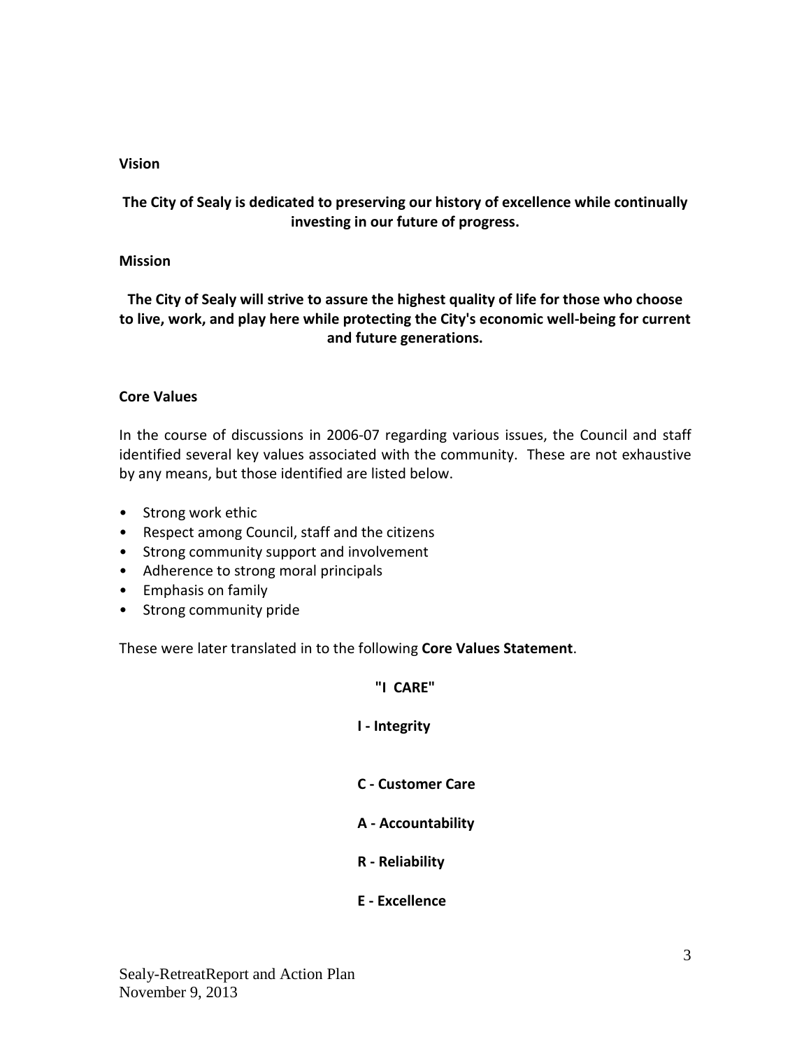**Vision**

**The City of Sealy is dedicated to preserving our history of excellence while continually investing in our future of progress.**

**Mission**

**The City of Sealy will strive to assure the highest quality of life for those who choose to live, work, and play here while protecting the City's economic well-being for current and future generations.**

**Core Values**

In the course of discussions in 2006-07 regarding various issues, the Council and staff identified several key values associated with the community. These are not exhaustive by any means, but those identified are listed below.

- Strong work ethic
- Respect among Council, staff and the citizens
- Strong community support and involvement
- Adherence to strong moral principals
- Emphasis on family
- Strong community pride

These were later translated in to the following **Core Values Statement**.

**"I CARE"**

**I - Integrity**

**C - Customer Care**

**A - Accountability**

**R - Reliability**

**E - Excellence**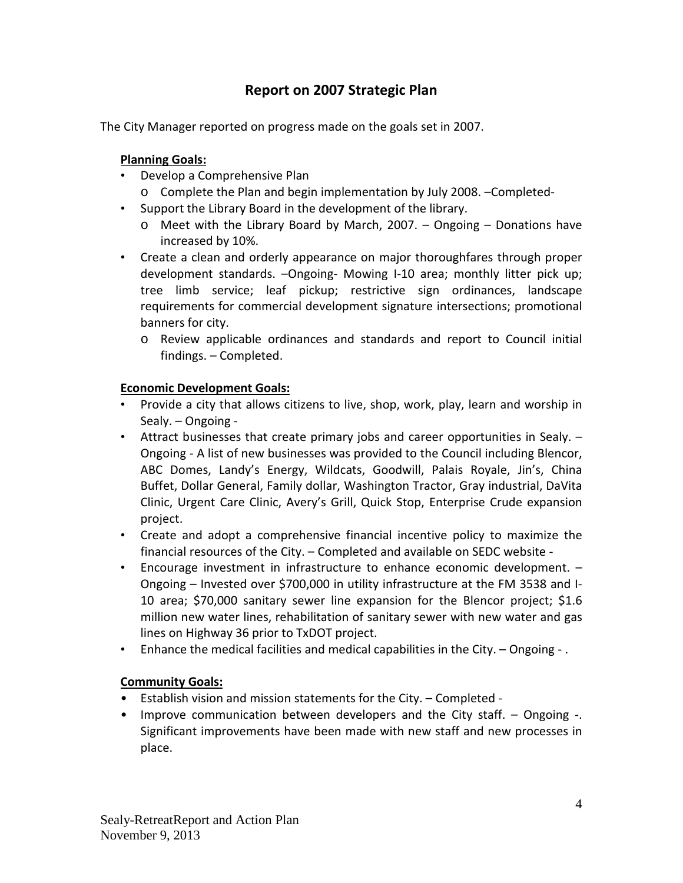## Report on 2007 Strategic Plan

The City Manager reported on progress made on the goals set in 2007.

**Planning Goals:**

- Develop a Comprehensive Plan
  - Complete the Plan and begin implementation by July 2008. –Completed-
- Support the Library Board in the development of the library.
  - Meet with the Library Board by March, 2007. – Ongoing – Donations have increased by 10%.
- Create a clean and orderly appearance on major thoroughfares through proper development standards. –Ongoing- Mowing I-10 area; monthly litter pick up; tree limb service; leaf pickup; restrictive sign ordinances, landscape requirements for commercial development signature intersections; promotional banners for city.
  - Review applicable ordinances and standards and report to Council initial findings. – Completed.

**Economic Development Goals:**

- Provide a city that allows citizens to live, shop, work, play, learn and worship in Sealy. – Ongoing -
- Attract businesses that create primary jobs and career opportunities in Sealy. – Ongoing - A list of new businesses was provided to the Council including Blencor, ABC Domes, Landy's Energy, Wildcats, Goodwill, Palais Royale, Jin's, China Buffet, Dollar General, Family dollar, Washington Tractor, Gray industrial, DaVita Clinic, Urgent Care Clinic, Avery's Grill, Quick Stop, Enterprise Crude expansion project.
- Create and adopt a comprehensive financial incentive policy to maximize the financial resources of the City. – Completed and available on SEDC website -
- Encourage investment in infrastructure to enhance economic development. – Ongoing – Invested over $700,000 in utility infrastructure at the FM 3538 and I-10 area; $70,000 sanitary sewer line expansion for the Blencor project; $1.6 million new water lines, rehabilitation of sanitary sewer with new water and gas lines on Highway 36 prior to TxDOT project.
- Enhance the medical facilities and medical capabilities in the City. – Ongoing - .

**Community Goals:**

- Establish vision and mission statements for the City. – Completed -
- Improve communication between developers and the City staff. – Ongoing -. Significant improvements have been made with new staff and new processes in place.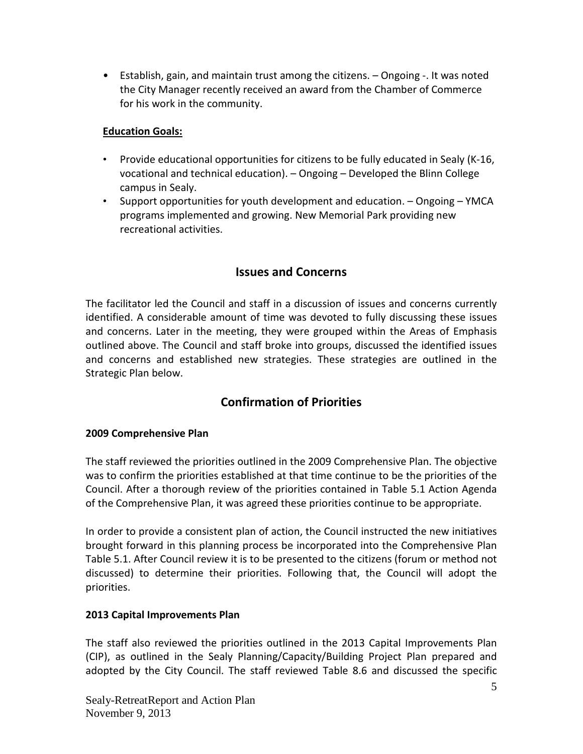- Establish, gain, and maintain trust among the citizens. – Ongoing -. It was noted the City Manager recently received an award from the Chamber of Commerce for his work in the community.

**Education Goals:**

- Provide educational opportunities for citizens to be fully educated in Sealy (K-16, vocational and technical education). – Ongoing – Developed the Blinn College campus in Sealy.
- Support opportunities for youth development and education. – Ongoing – YMCA programs implemented and growing. New Memorial Park providing new recreational activities.

## Issues and Concerns

The facilitator led the Council and staff in a discussion of issues and concerns currently identified. A considerable amount of time was devoted to fully discussing these issues and concerns. Later in the meeting, they were grouped within the Areas of Emphasis outlined above. The Council and staff broke into groups, discussed the identified issues and concerns and established new strategies. These strategies are outlined in the Strategic Plan below.

## Confirmation of Priorities

**2009 Comprehensive Plan**

The staff reviewed the priorities outlined in the 2009 Comprehensive Plan. The objective was to confirm the priorities established at that time continue to be the priorities of the Council. After a thorough review of the priorities contained in Table 5.1 Action Agenda of the Comprehensive Plan, it was agreed these priorities continue to be appropriate.

In order to provide a consistent plan of action, the Council instructed the new initiatives brought forward in this planning process be incorporated into the Comprehensive Plan Table 5.1. After Council review it is to be presented to the citizens (forum or method not discussed) to determine their priorities. Following that, the Council will adopt the priorities.

**2013 Capital Improvements Plan**

The staff also reviewed the priorities outlined in the 2013 Capital Improvements Plan (CIP), as outlined in the Sealy Planning/Capacity/Building Project Plan prepared and adopted by the City Council. The staff reviewed Table 8.6 and discussed the specific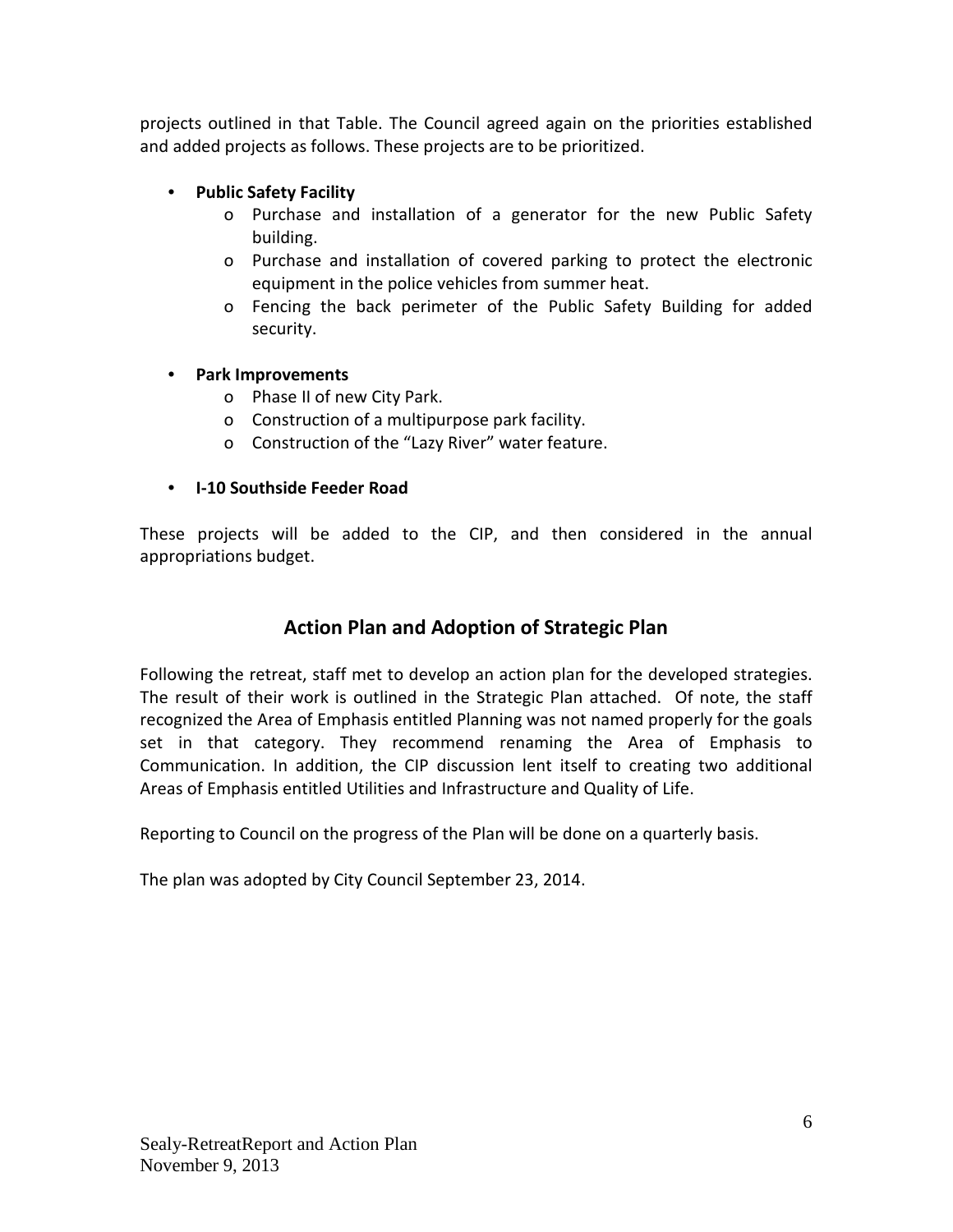projects outlined in that Table. The Council agreed again on the priorities established and added projects as follows. These projects are to be prioritized.

- **Public Safety Facility**
    - Purchase and installation of a generator for the new Public Safety building.
    - Purchase and installation of covered parking to protect the electronic equipment in the police vehicles from summer heat.
    - Fencing the back perimeter of the Public Safety Building for added security.

- **Park Improvements**
    - Phase II of new City Park.
    - Construction of a multipurpose park facility.
    - Construction of the "Lazy River" water feature.

- **I-10 Southside Feeder Road**

These projects will be added to the CIP, and then considered in the annual appropriations budget.

## Action Plan and Adoption of Strategic Plan

Following the retreat, staff met to develop an action plan for the developed strategies. The result of their work is outlined in the Strategic Plan attached. Of note, the staff recognized the Area of Emphasis entitled Planning was not named properly for the goals set in that category. They recommend renaming the Area of Emphasis to Communication. In addition, the CIP discussion lent itself to creating two additional Areas of Emphasis entitled Utilities and Infrastructure and Quality of Life.

Reporting to Council on the progress of the Plan will be done on a quarterly basis.

The plan was adopted by City Council September 23, 2014.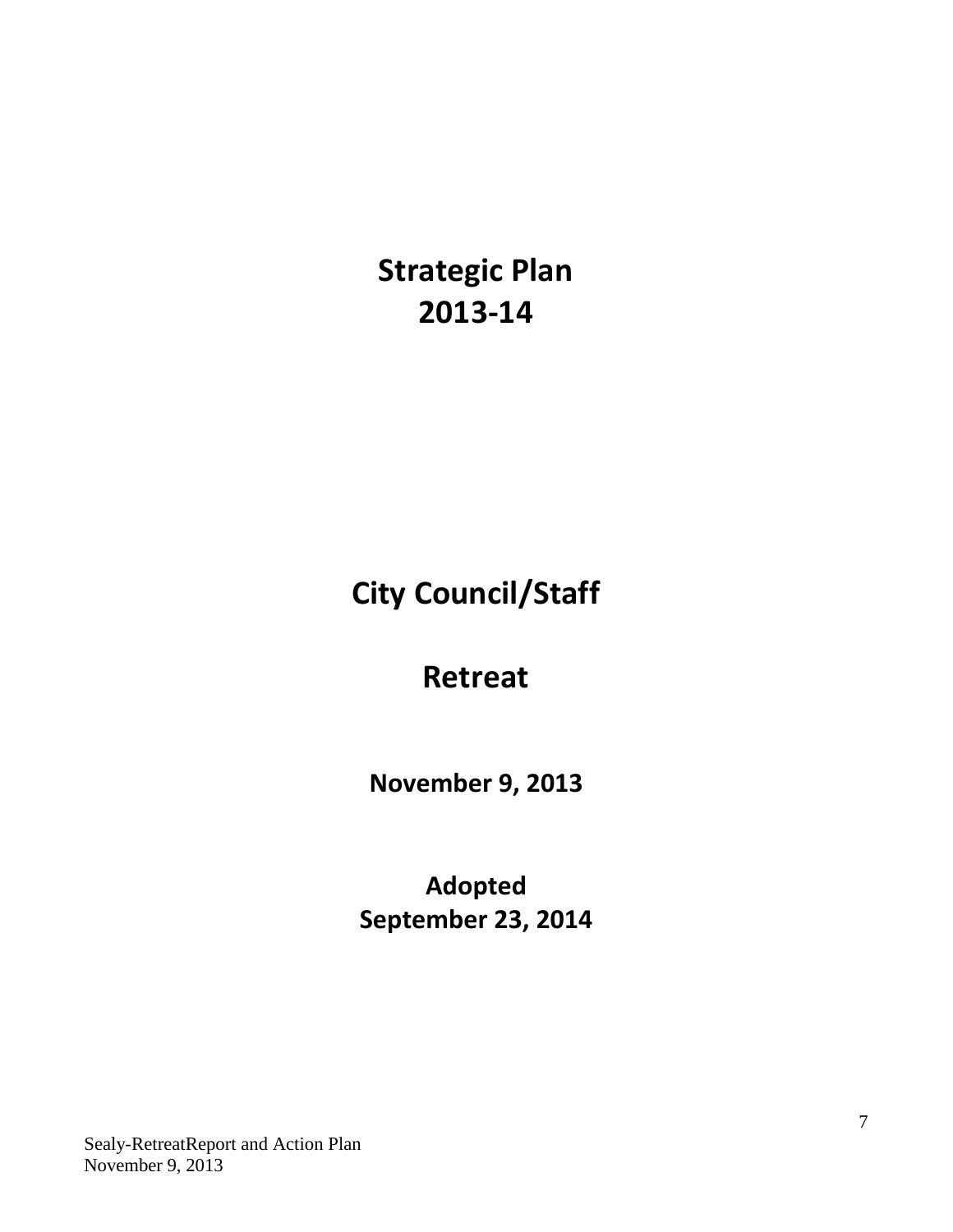# Strategic Plan
# 2013-14

# City Council/Staff

# Retreat

**November 9, 2013**

**Adopted**
**September 23, 2014**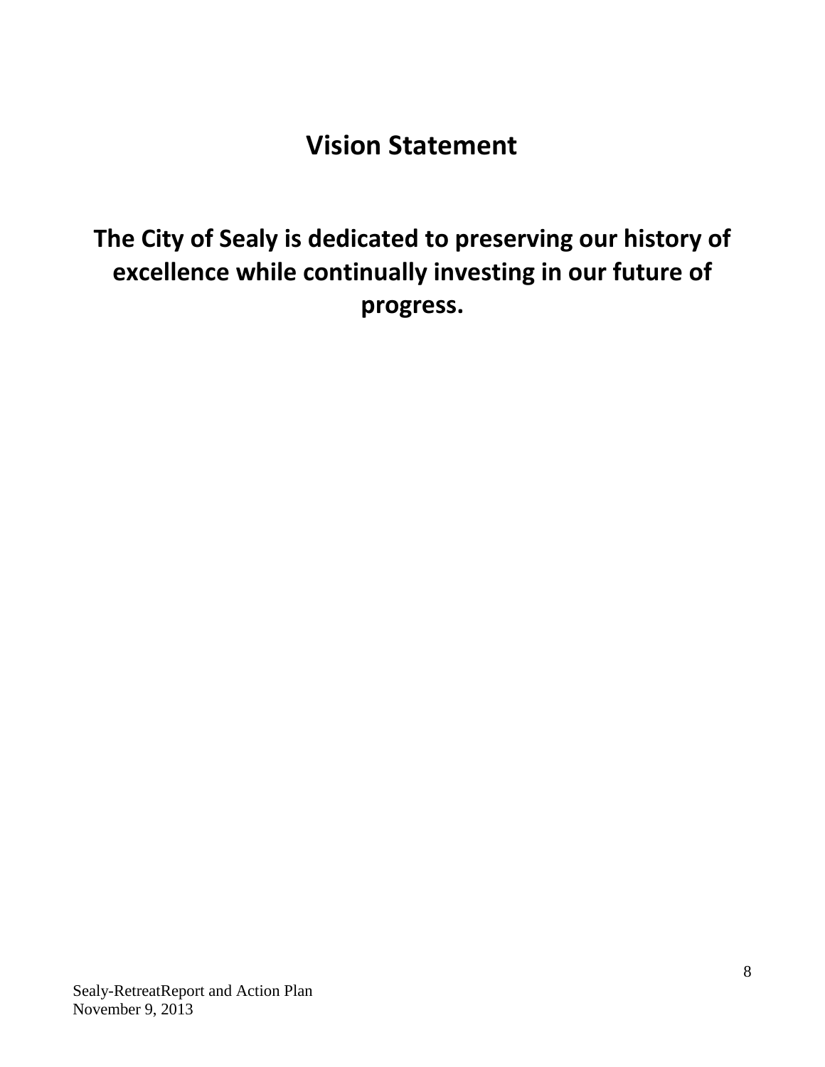# Vision Statement

**The City of Sealy is dedicated to preserving our history of excellence while continually investing in our future of progress.**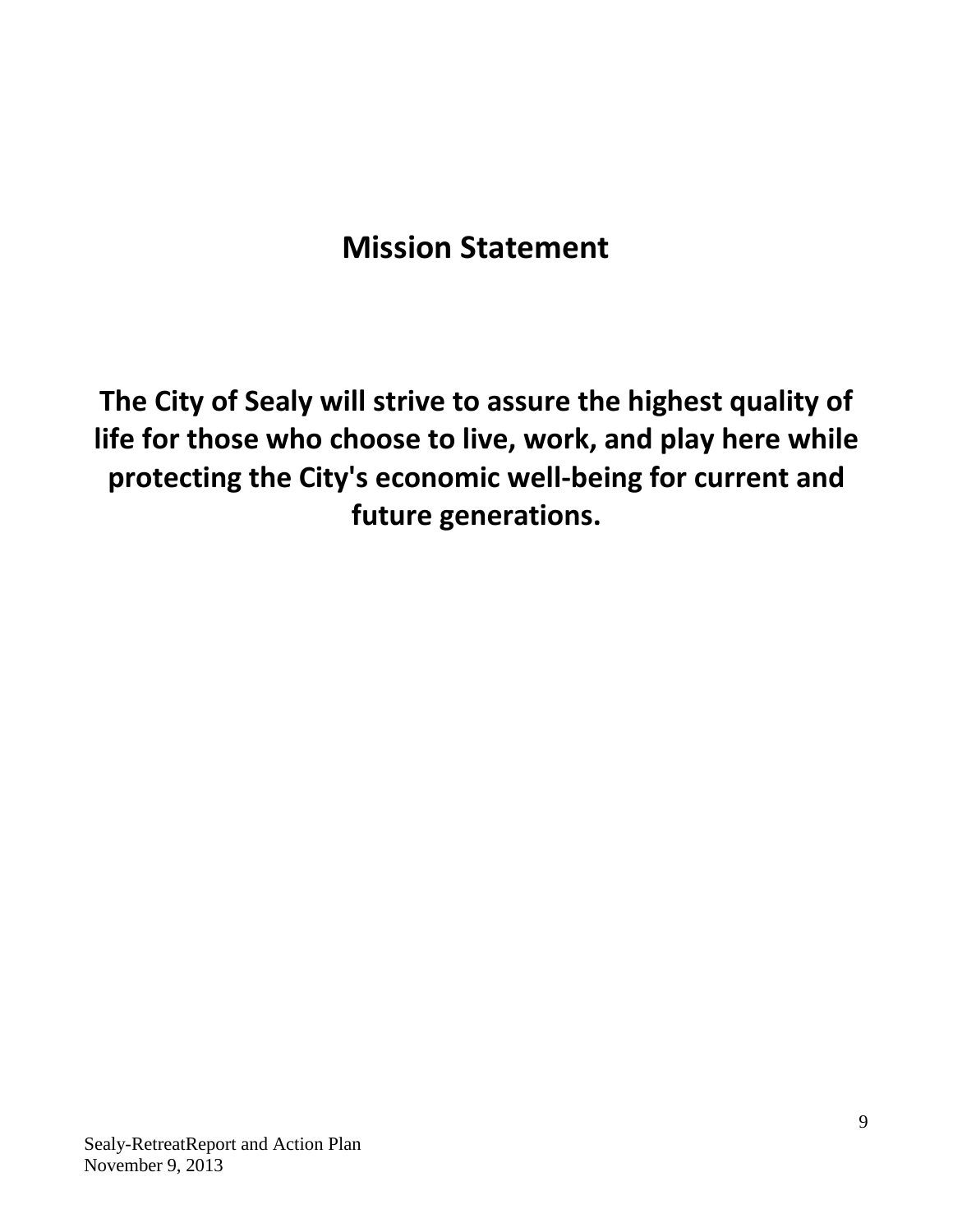# Mission Statement

**The City of Sealy will strive to assure the highest quality of life for those who choose to live, work, and play here while protecting the City's economic well-being for current and future generations.**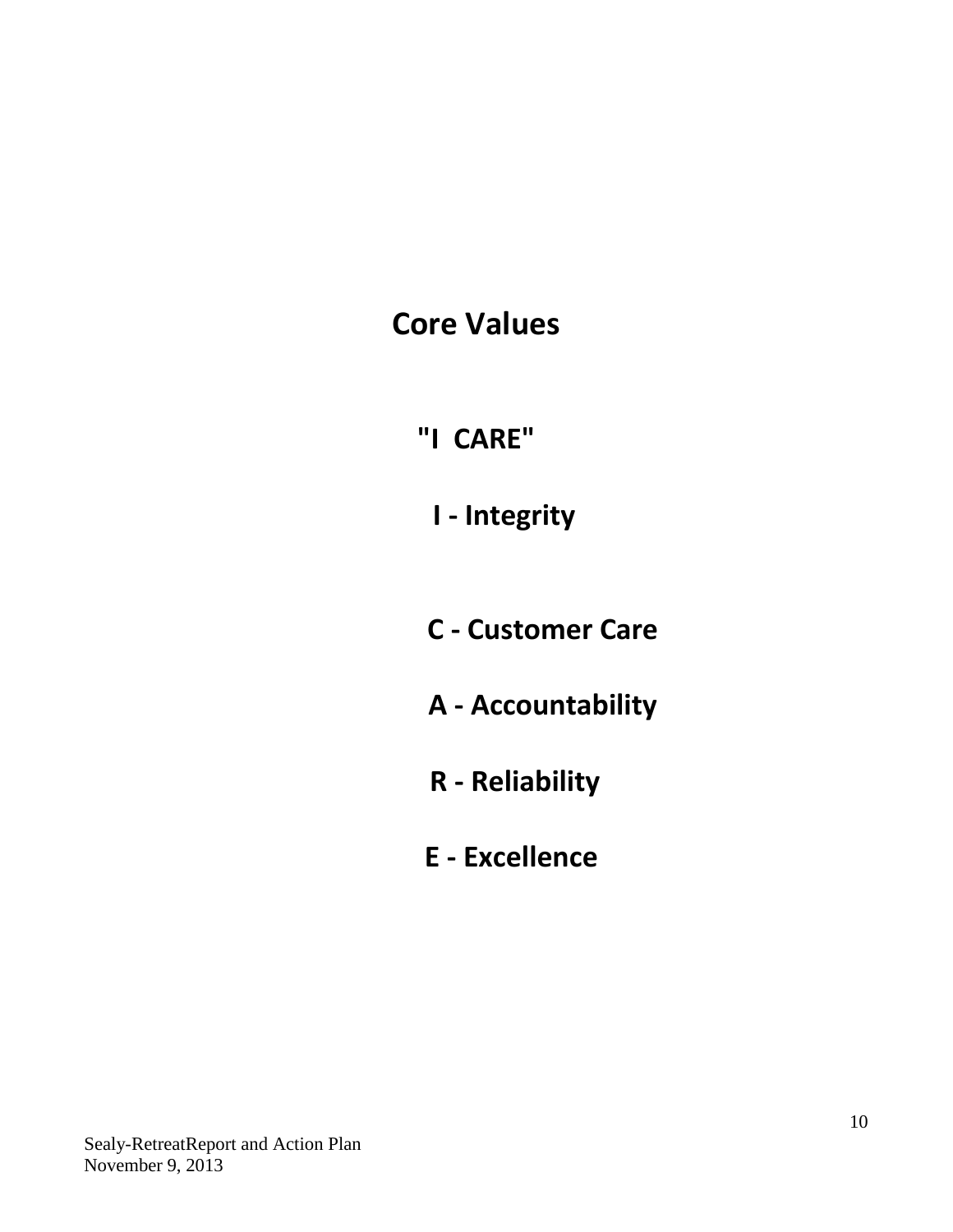# Core Values

**"I CARE"**

**I - Integrity**

**C - Customer Care**

**A - Accountability**

**R - Reliability**

**E - Excellence**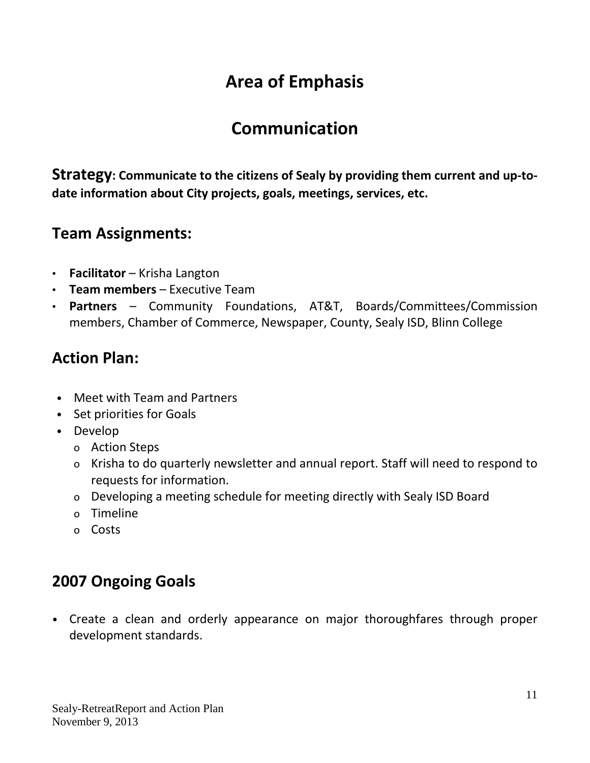# Area of Emphasis

# Communication

**Strategy: Communicate to the citizens of Sealy by providing them current and up-to-date information about City projects, goals, meetings, services, etc.**

## Team Assignments:

- **Facilitator** – Krisha Langton
- **Team members** – Executive Team
- **Partners** – Community Foundations, AT&T, Boards/Committees/Commission members, Chamber of Commerce, Newspaper, County, Sealy ISD, Blinn College

## Action Plan:

- Meet with Team and Partners
- Set priorities for Goals
- Develop
  - Action Steps
  - Krisha to do quarterly newsletter and annual report. Staff will need to respond to requests for information.
  - Developing a meeting schedule for meeting directly with Sealy ISD Board
  - Timeline
  - Costs

## 2007 Ongoing Goals

- Create a clean and orderly appearance on major thoroughfares through proper development standards.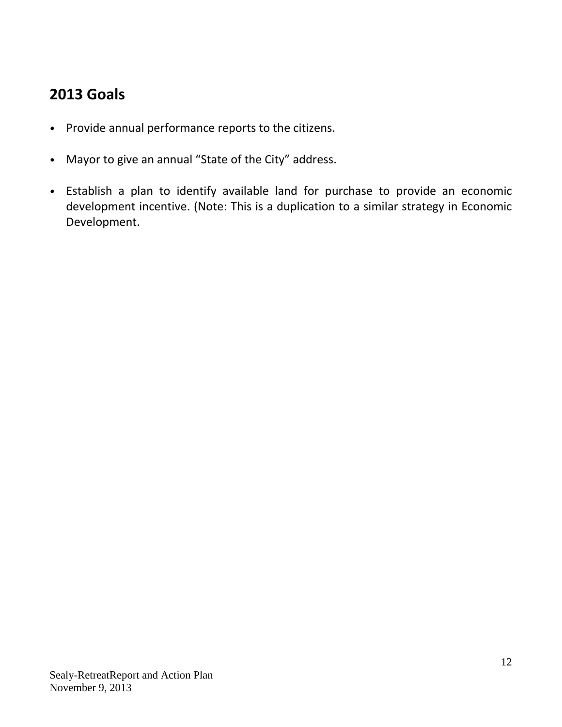## 2013 Goals

- Provide annual performance reports to the citizens.
- Mayor to give an annual "State of the City" address.
- Establish a plan to identify available land for purchase to provide an economic development incentive. (Note: This is a duplication to a similar strategy in Economic Development.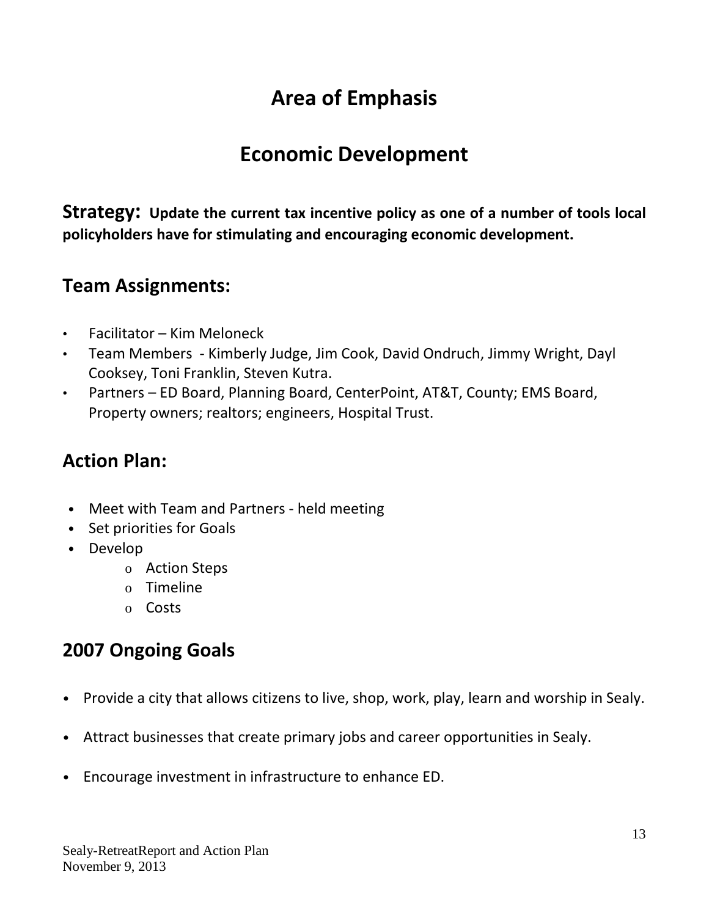# Area of Emphasis

# Economic Development

**Strategy: Update the current tax incentive policy as one of a number of tools local policyholders have for stimulating and encouraging economic development.**

## Team Assignments:

- Facilitator – Kim Meloneck
- Team Members - Kimberly Judge, Jim Cook, David Ondruch, Jimmy Wright, Dayl Cooksey, Toni Franklin, Steven Kutra.
- Partners – ED Board, Planning Board, CenterPoint, AT&T, County; EMS Board, Property owners; realtors; engineers, Hospital Trust.

## Action Plan:

- Meet with Team and Partners - held meeting
- Set priorities for Goals
- Develop
  - Action Steps
  - Timeline
  - Costs

## 2007 Ongoing Goals

- Provide a city that allows citizens to live, shop, work, play, learn and worship in Sealy.
- Attract businesses that create primary jobs and career opportunities in Sealy.
- Encourage investment in infrastructure to enhance ED.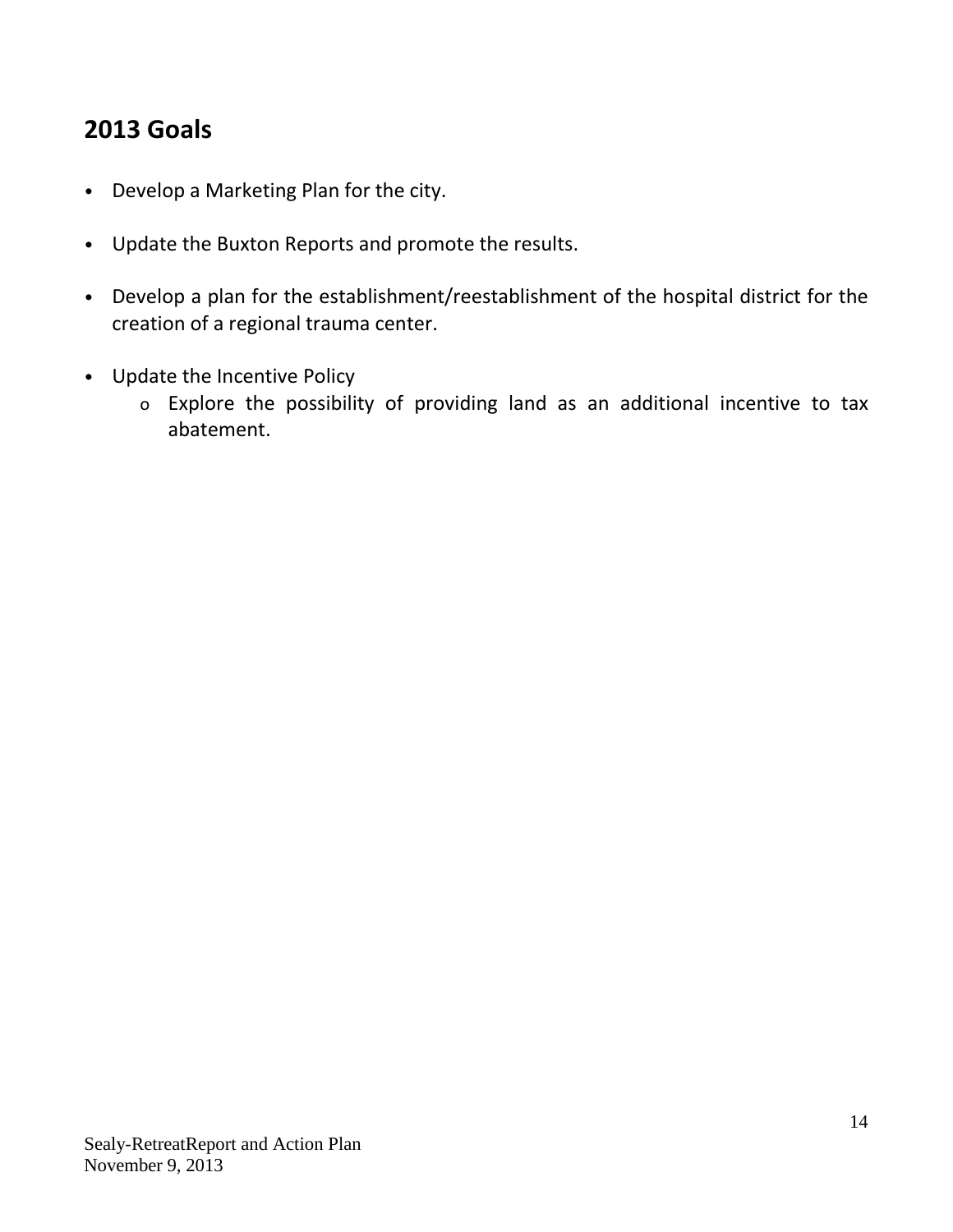## 2013 Goals

- Develop a Marketing Plan for the city.
- Update the Buxton Reports and promote the results.
- Develop a plan for the establishment/reestablishment of the hospital district for the creation of a regional trauma center.
- Update the Incentive Policy
  - Explore the possibility of providing land as an additional incentive to tax abatement.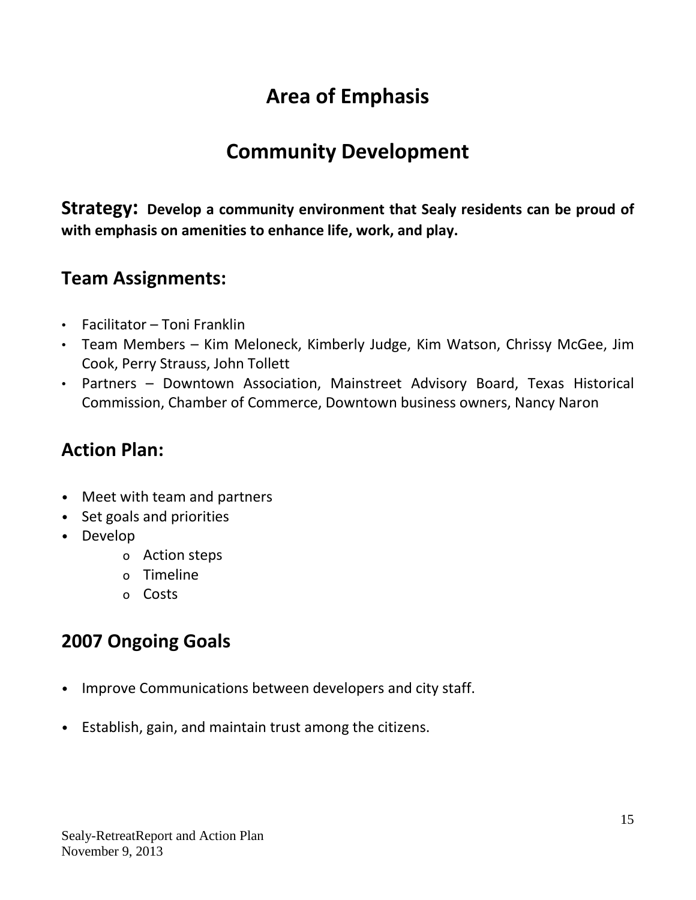# Area of Emphasis

# Community Development

**Strategy: Develop a community environment that Sealy residents can be proud of with emphasis on amenities to enhance life, work, and play.**

## Team Assignments:

- Facilitator – Toni Franklin
- Team Members – Kim Meloneck, Kimberly Judge, Kim Watson, Chrissy McGee, Jim Cook, Perry Strauss, John Tollett
- Partners – Downtown Association, Mainstreet Advisory Board, Texas Historical Commission, Chamber of Commerce, Downtown business owners, Nancy Naron

## Action Plan:

- Meet with team and partners
- Set goals and priorities
- Develop
  - Action steps
  - Timeline
  - Costs

## 2007 Ongoing Goals

- Improve Communications between developers and city staff.
- Establish, gain, and maintain trust among the citizens.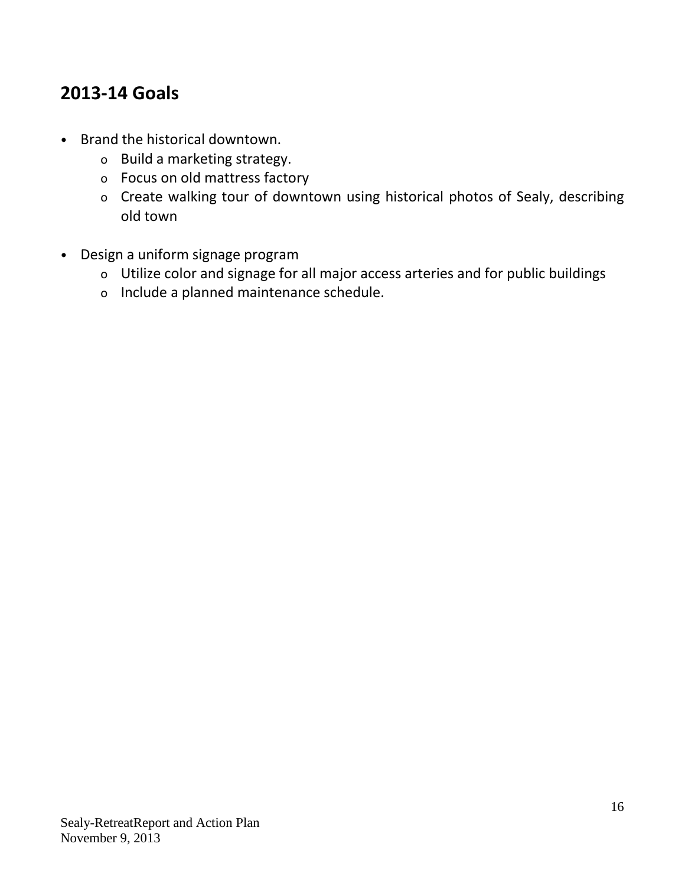## 2013-14 Goals

- Brand the historical downtown.
  - Build a marketing strategy.
  - Focus on old mattress factory
  - Create walking tour of downtown using historical photos of Sealy, describing old town

- Design a uniform signage program
  - Utilize color and signage for all major access arteries and for public buildings
  - Include a planned maintenance schedule.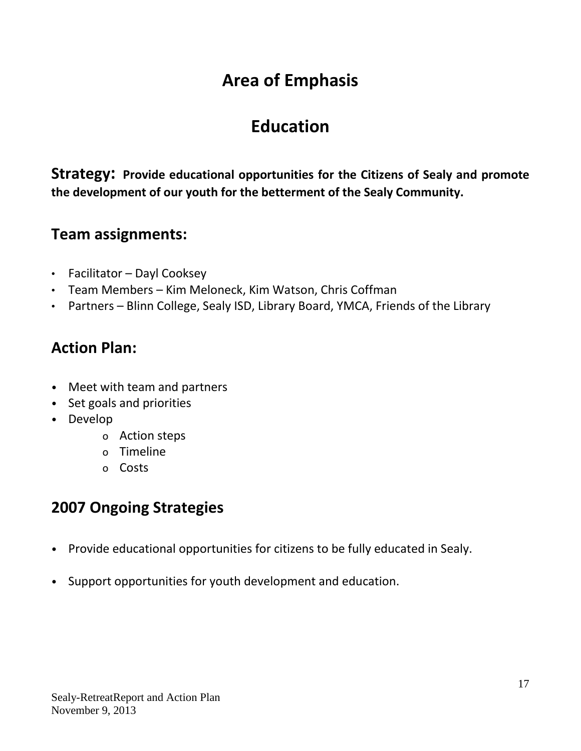# Area of Emphasis

# Education

**Strategy: Provide educational opportunities for the Citizens of Sealy and promote the development of our youth for the betterment of the Sealy Community.**

## Team assignments:

- Facilitator – Dayl Cooksey
- Team Members – Kim Meloneck, Kim Watson, Chris Coffman
- Partners – Blinn College, Sealy ISD, Library Board, YMCA, Friends of the Library

## Action Plan:

- Meet with team and partners
- Set goals and priorities
- Develop
  - Action steps
  - Timeline
  - Costs

## 2007 Ongoing Strategies

- Provide educational opportunities for citizens to be fully educated in Sealy.
- Support opportunities for youth development and education.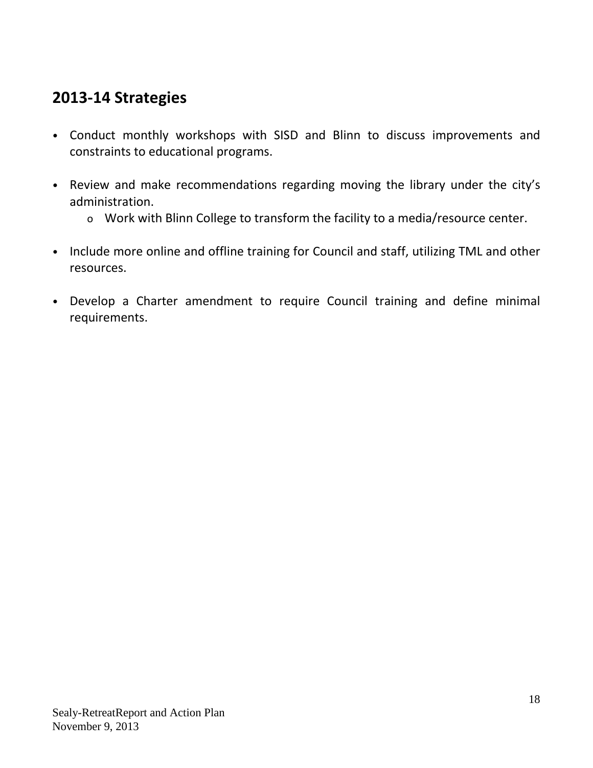## 2013-14 Strategies

- Conduct monthly workshops with SISD and Blinn to discuss improvements and constraints to educational programs.

- Review and make recommendations regarding moving the library under the city's administration.
  - Work with Blinn College to transform the facility to a media/resource center.

- Include more online and offline training for Council and staff, utilizing TML and other resources.

- Develop a Charter amendment to require Council training and define minimal requirements.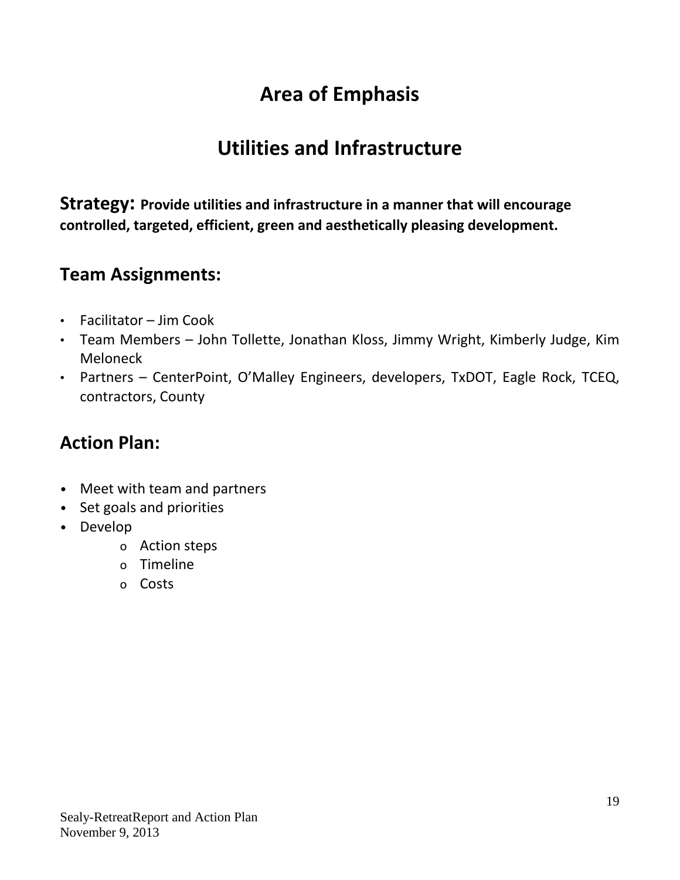# Area of Emphasis

# Utilities and Infrastructure

**Strategy: Provide utilities and infrastructure in a manner that will encourage controlled, targeted, efficient, green and aesthetically pleasing development.**

## Team Assignments:

- Facilitator – Jim Cook
- Team Members – John Tollette, Jonathan Kloss, Jimmy Wright, Kimberly Judge, Kim Meloneck
- Partners – CenterPoint, O'Malley Engineers, developers, TxDOT, Eagle Rock, TCEQ, contractors, County

## Action Plan:

- Meet with team and partners
- Set goals and priorities
- Develop
    - Action steps
    - Timeline
    - Costs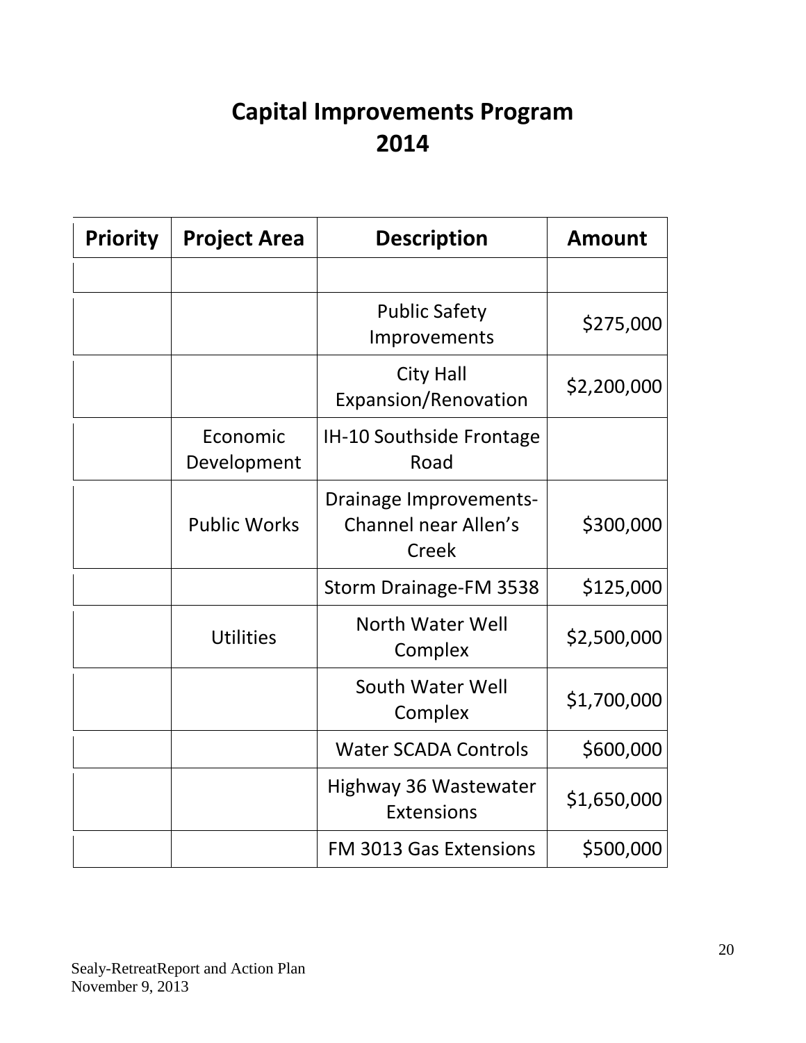# Capital Improvements Program 2014

| Priority | Project Area | Description | Amount |
|---|---|---|---|
| | | | |
| | | Public Safety Improvements | $275,000 |
| | | City Hall Expansion/Renovation | $2,200,000 |
| | Economic Development | IH-10 Southside Frontage Road | |
| | Public Works | Drainage Improvements-Channel near Allen's Creek | $300,000 |
| | | Storm Drainage-FM 3538 | $125,000 |
| | Utilities | North Water Well Complex | $2,500,000 |
| | | South Water Well Complex | $1,700,000 |
| | | Water SCADA Controls | $600,000 |
| | | Highway 36 Wastewater Extensions | $1,650,000 |
| | | FM 3013 Gas Extensions | $500,000 |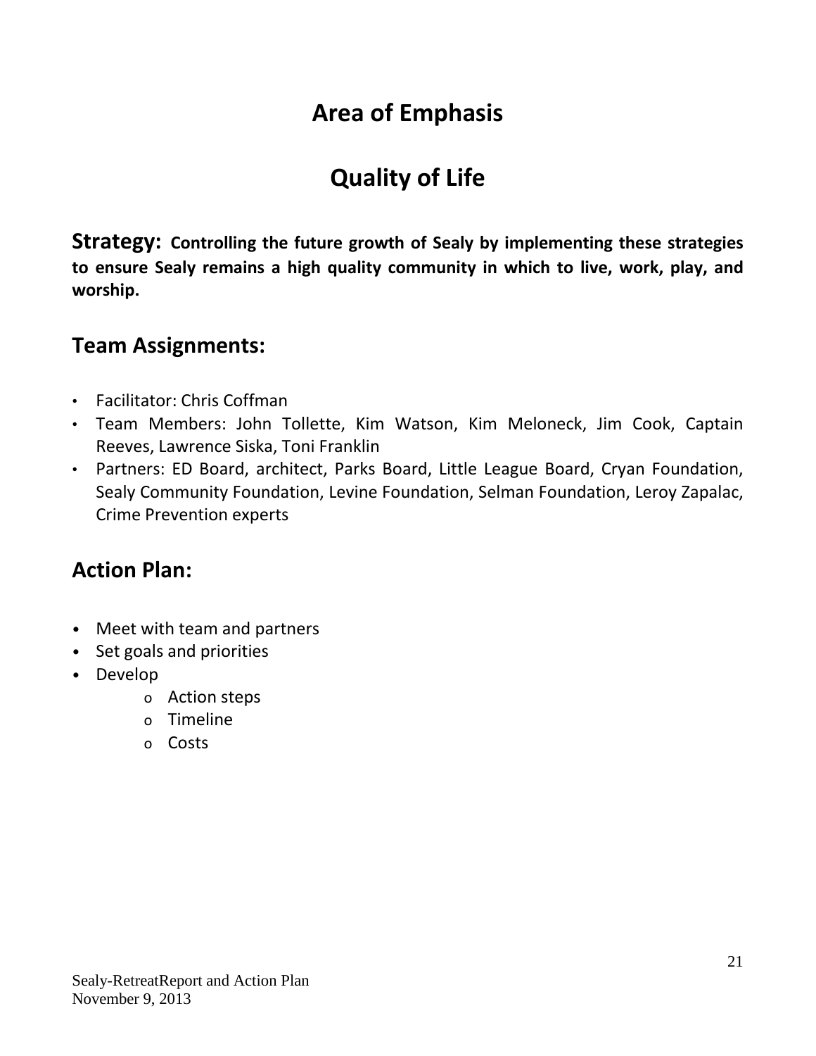# Area of Emphasis

# Quality of Life

**Strategy: Controlling the future growth of Sealy by implementing these strategies to ensure Sealy remains a high quality community in which to live, work, play, and worship.**

## Team Assignments:

- Facilitator: Chris Coffman
- Team Members: John Tollette, Kim Watson, Kim Meloneck, Jim Cook, Captain Reeves, Lawrence Siska, Toni Franklin
- Partners: ED Board, architect, Parks Board, Little League Board, Cryan Foundation, Sealy Community Foundation, Levine Foundation, Selman Foundation, Leroy Zapalac, Crime Prevention experts

## Action Plan:

- Meet with team and partners
- Set goals and priorities
- Develop
  - Action steps
  - Timeline
  - Costs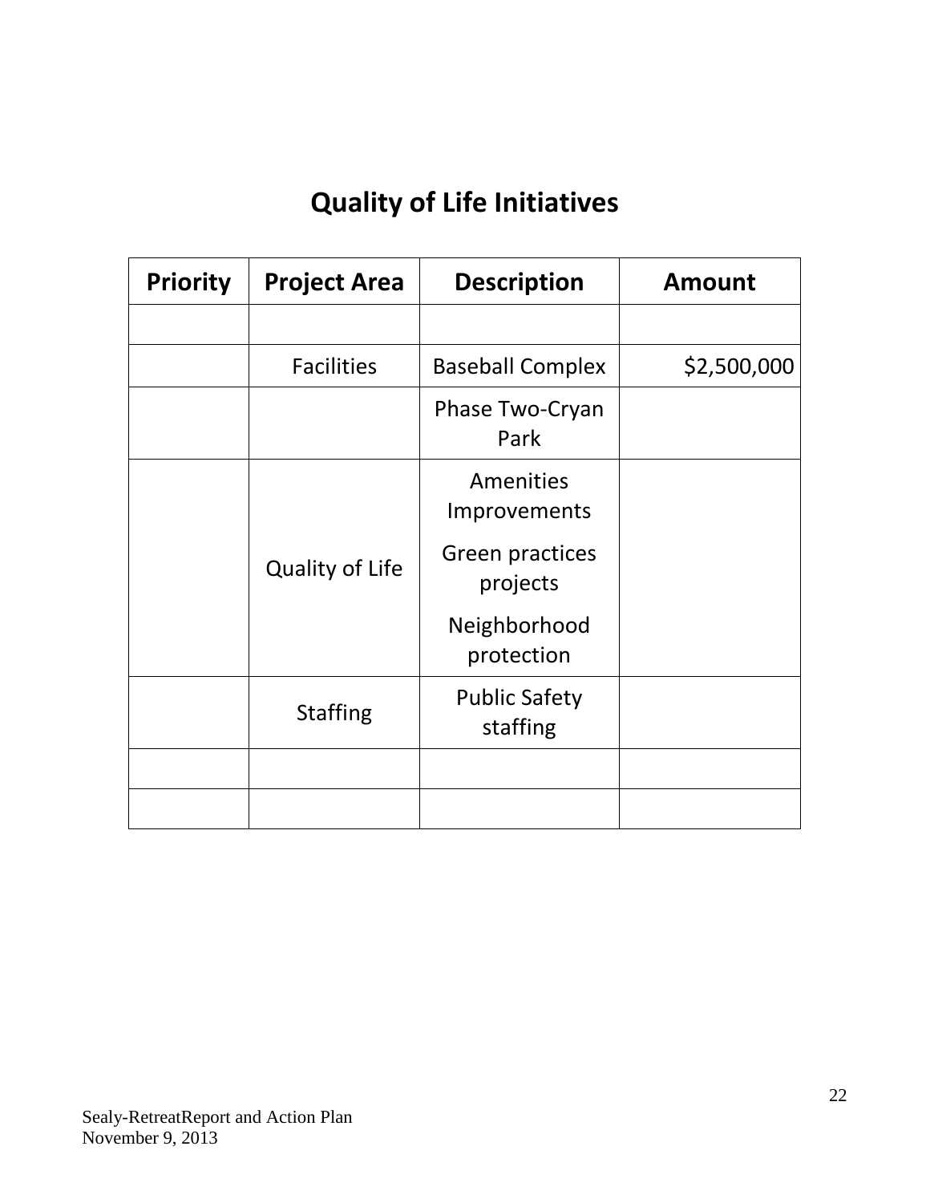# Quality of Life Initiatives

| Priority | Project Area | Description | Amount |
|---|---|---|---|
| | | | |
| | Facilities | Baseball Complex | $2,500,000 |
| | | Phase Two-Cryan Park | |
| | Quality of Life | Amenities Improvements<br>Green practices projects<br>Neighborhood protection | |
| | Staffing | Public Safety staffing | |
| | | | |
| | | | |

Sealy-RetreatReport and Action Plan
November 9, 2013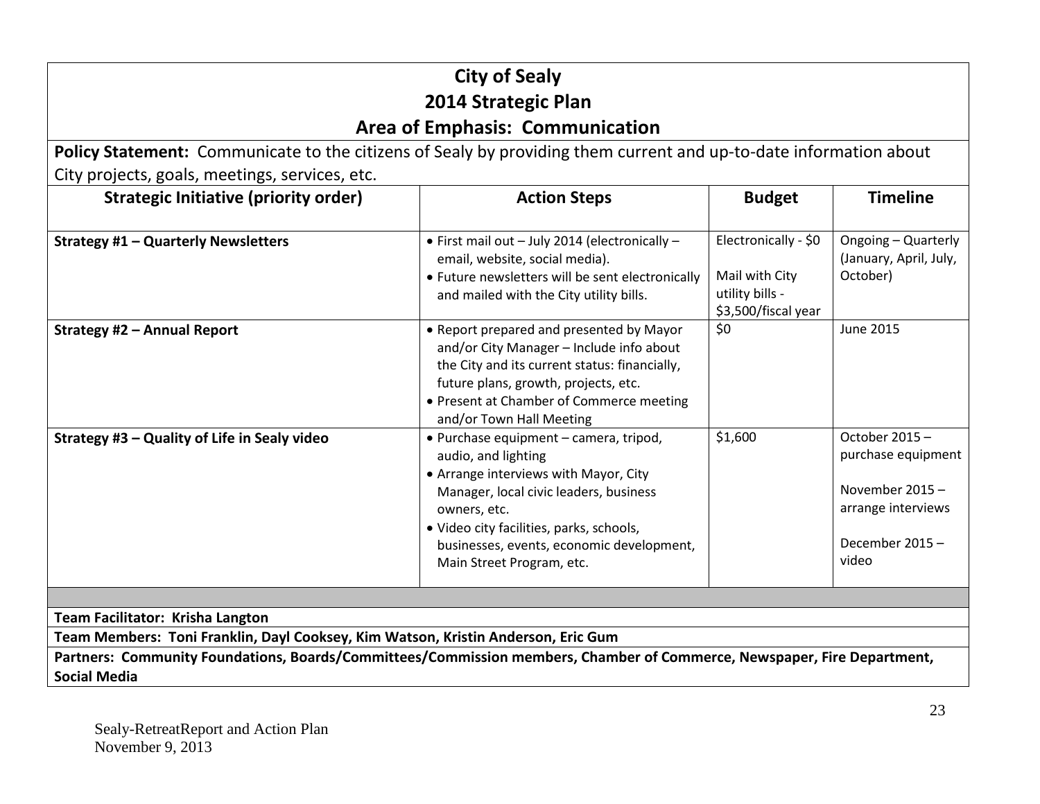# City of Sealy
# 2014 Strategic Plan
## Area of Emphasis: Communication

**Policy Statement:** Communicate to the citizens of Sealy by providing them current and up-to-date information about City projects, goals, meetings, services, etc.

| Strategic Initiative (priority order) | Action Steps | Budget | Timeline |
|---|---|---|---|
| **Strategy #1 – Quarterly Newsletters** | • First mail out – July 2014 (electronically – email, website, social media).<br>• Future newsletters will be sent electronically and mailed with the City utility bills. | Electronically - $0<br><br>Mail with City utility bills - $3,500/fiscal year | Ongoing – Quarterly (January, April, July, October) |
| **Strategy #2 – Annual Report** | • Report prepared and presented by Mayor and/or City Manager – Include info about the City and its current status: financially, future plans, growth, projects, etc.<br>• Present at Chamber of Commerce meeting and/or Town Hall Meeting | $0 | June 2015 |
| **Strategy #3 – Quality of Life in Sealy video** | • Purchase equipment – camera, tripod, audio, and lighting<br>• Arrange interviews with Mayor, City Manager, local civic leaders, business owners, etc.<br>• Video city facilities, parks, schools, businesses, events, economic development, Main Street Program, etc. | $1,600 | October 2015 – purchase equipment<br><br>November 2015 – arrange interviews<br><br>December 2015 – video |

**Team Facilitator: Krisha Langton**

**Team Members: Toni Franklin, Dayl Cooksey, Kim Watson, Kristin Anderson, Eric Gum**

**Partners: Community Foundations, Boards/Committees/Commission members, Chamber of Commerce, Newspaper, Fire Department, Social Media**

Sealy-RetreatReport and Action Plan
November 9, 2013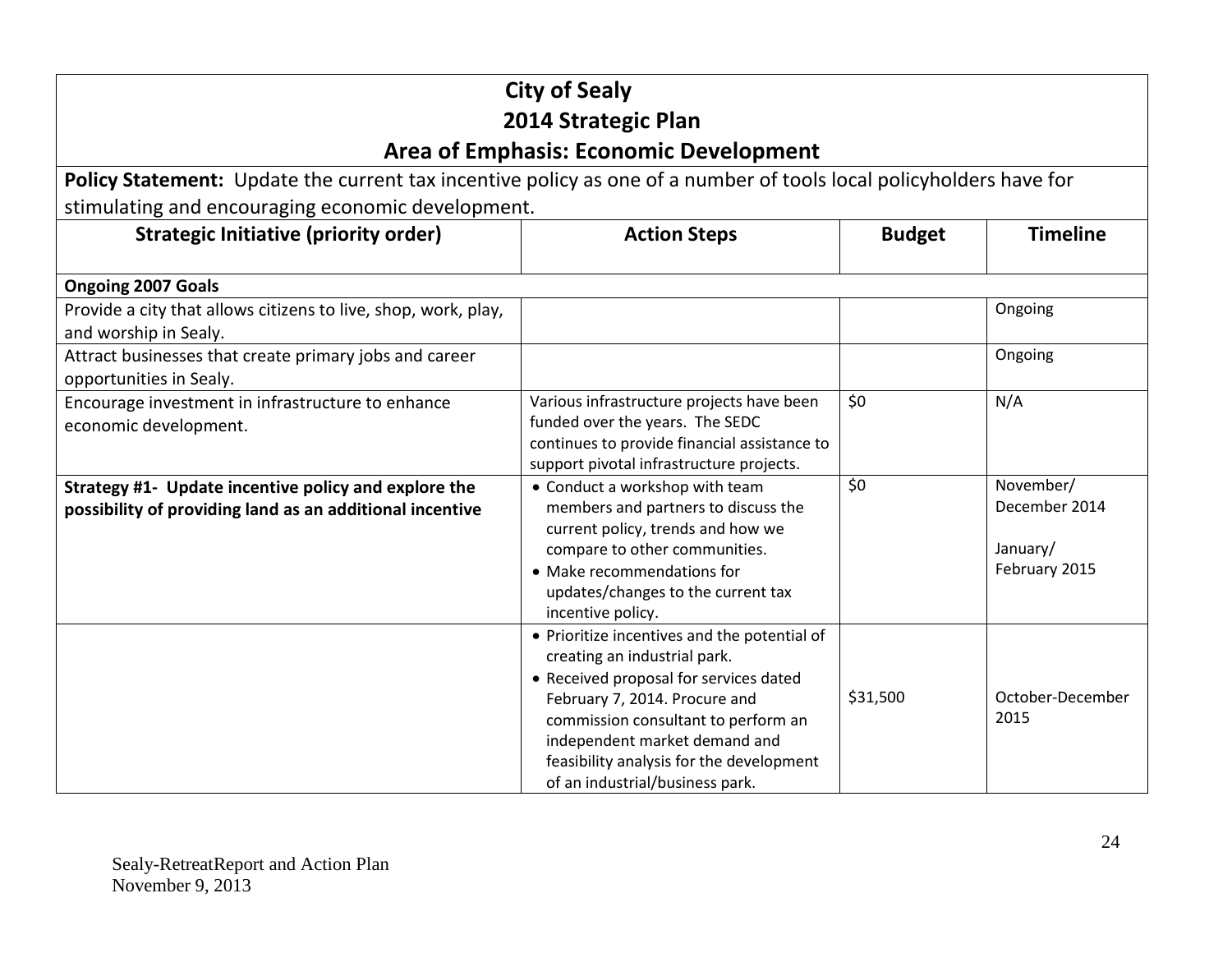# City of Sealy
## 2014 Strategic Plan
## Area of Emphasis: Economic Development

**Policy Statement:** Update the current tax incentive policy as one of a number of tools local policyholders have for stimulating and encouraging economic development.

| Strategic Initiative (priority order) | Action Steps | Budget | Timeline |
|---|---|---|---|
| **Ongoing 2007 Goals** | | | |
| Provide a city that allows citizens to live, shop, work, play, and worship in Sealy. | | | Ongoing |
| Attract businesses that create primary jobs and career opportunities in Sealy. | | | Ongoing |
| Encourage investment in infrastructure to enhance economic development. | Various infrastructure projects have been funded over the years. The SEDC continues to provide financial assistance to support pivotal infrastructure projects. | $0 | N/A |
| **Strategy #1- Update incentive policy and explore the possibility of providing land as an additional incentive** | • Conduct a workshop with team members and partners to discuss the current policy, trends and how we compare to other communities.<br>• Make recommendations for updates/changes to the current tax incentive policy. | $0 | November/ December 2014<br><br>January/ February 2015 |
| | • Prioritize incentives and the potential of creating an industrial park.<br>• Received proposal for services dated February 7, 2014. Procure and commission consultant to perform an independent market demand and feasibility analysis for the development of an industrial/business park. | $31,500 | October-December 2015 |

Sealy-RetreatReport and Action Plan
November 9, 2013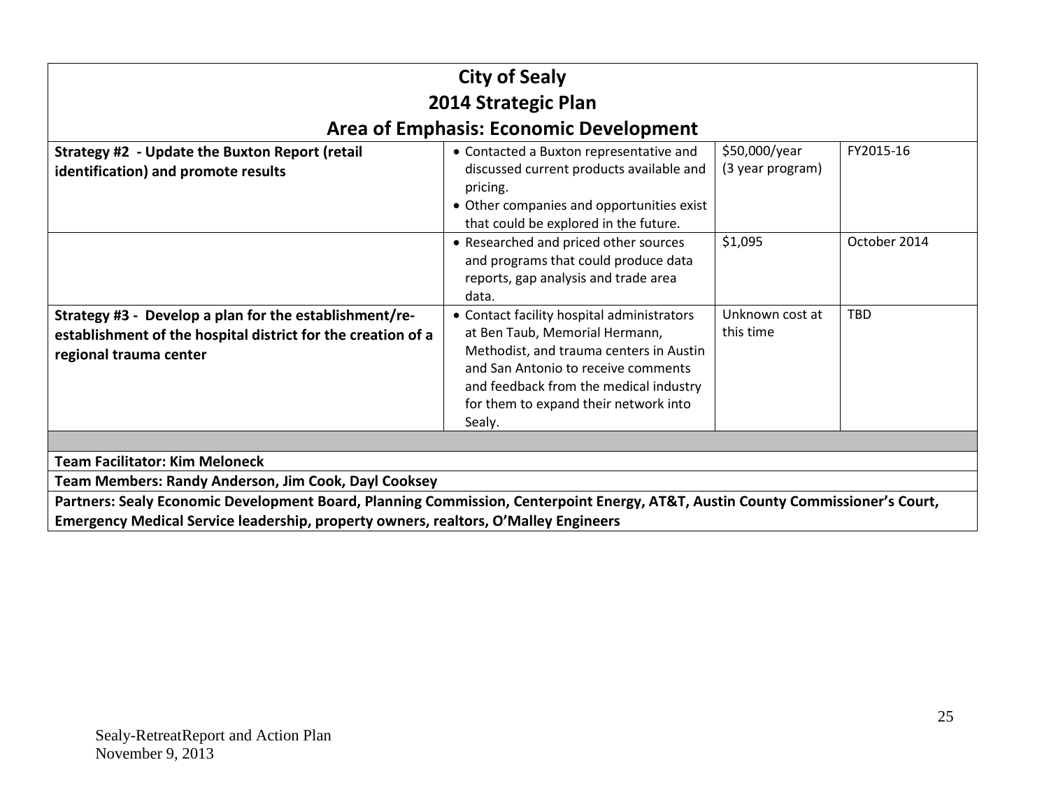# City of Sealy
## 2014 Strategic Plan
### Area of Emphasis: Economic Development

| Strategy | Action | Cost | Timeline |
|---|---|---|---|
| **Strategy #2 - Update the Buxton Report (retail identification) and promote results** | • Contacted a Buxton representative and discussed current products available and pricing.<br>• Other companies and opportunities exist that could be explored in the future. | $50,000/year (3 year program) | FY2015-16 |
| | • Researched and priced other sources and programs that could produce data reports, gap analysis and trade area data. | $1,095 | October 2014 |
| **Strategy #3 - Develop a plan for the establishment/re-establishment of the hospital district for the creation of a regional trauma center** | • Contact facility hospital administrators at Ben Taub, Memorial Hermann, Methodist, and trauma centers in Austin and San Antonio to receive comments and feedback from the medical industry for them to expand their network into Sealy. | Unknown cost at this time | TBD |

**Team Facilitator: Kim Meloneck**

**Team Members: Randy Anderson, Jim Cook, Dayl Cooksey**

**Partners: Sealy Economic Development Board, Planning Commission, Centerpoint Energy, AT&T, Austin County Commissioner's Court, Emergency Medical Service leadership, property owners, realtors, O'Malley Engineers**

Sealy-RetreatReport and Action Plan
November 9, 2013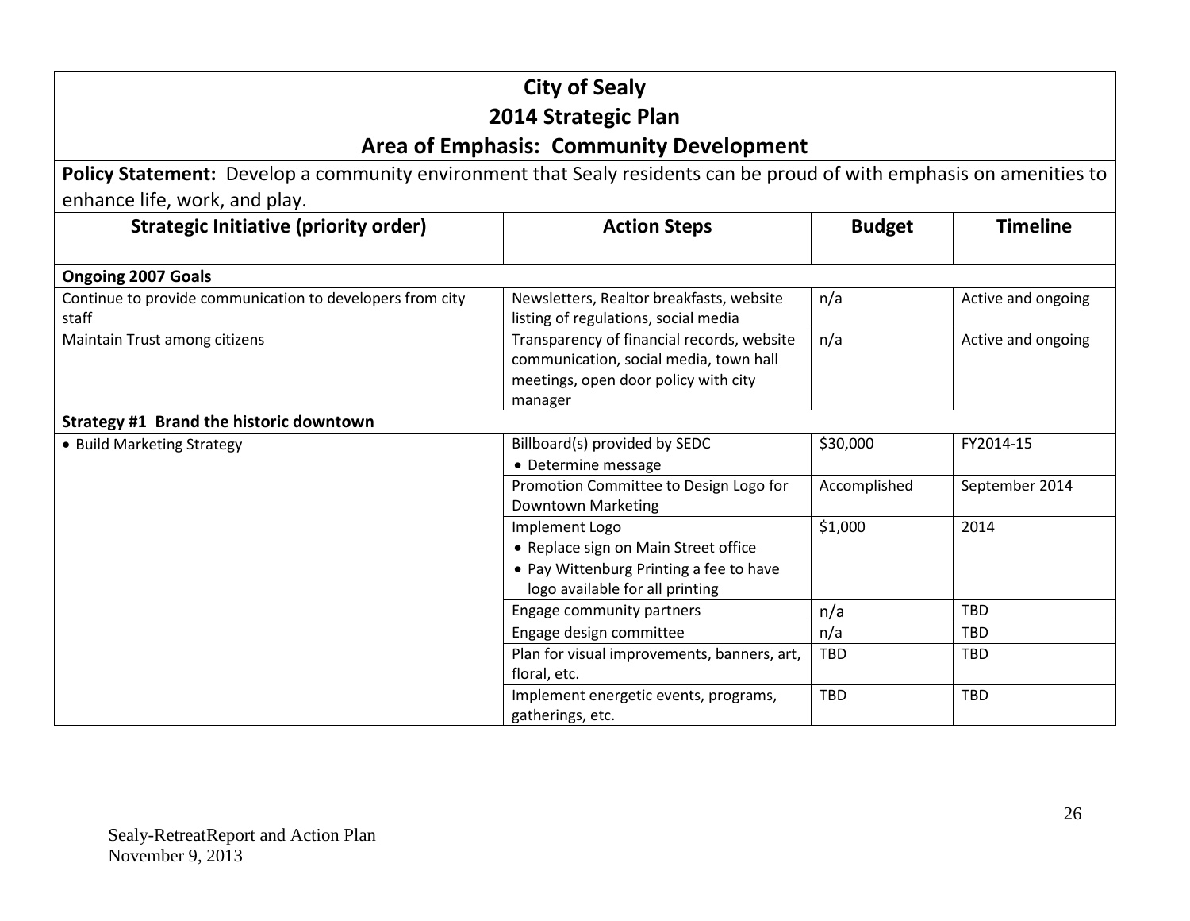# City of Sealy
## 2014 Strategic Plan
## Area of Emphasis: Community Development

**Policy Statement:** Develop a community environment that Sealy residents can be proud of with emphasis on amenities to enhance life, work, and play.

| Strategic Initiative (priority order) | Action Steps | Budget | Timeline |
|---|---|---|---|
| **Ongoing 2007 Goals** | | | |
| Continue to provide communication to developers from city staff | Newsletters, Realtor breakfasts, website listing of regulations, social media | n/a | Active and ongoing |
| Maintain Trust among citizens | Transparency of financial records, website communication, social media, town hall meetings, open door policy with city manager | n/a | Active and ongoing |
| **Strategy #1 Brand the historic downtown** | | | |
| • Build Marketing Strategy | Billboard(s) provided by SEDC<br>• Determine message | $30,000 | FY2014-15 |
| | Promotion Committee to Design Logo for Downtown Marketing | Accomplished | September 2014 |
| | Implement Logo<br>• Replace sign on Main Street office<br>• Pay Wittenburg Printing a fee to have logo available for all printing | $1,000 | 2014 |
| | Engage community partners | n/a | TBD |
| | Engage design committee | n/a | TBD |
| | Plan for visual improvements, banners, art, floral, etc. | TBD | TBD |
| | Implement energetic events, programs, gatherings, etc. | TBD | TBD |

Sealy-RetreatReport and Action Plan
November 9, 2013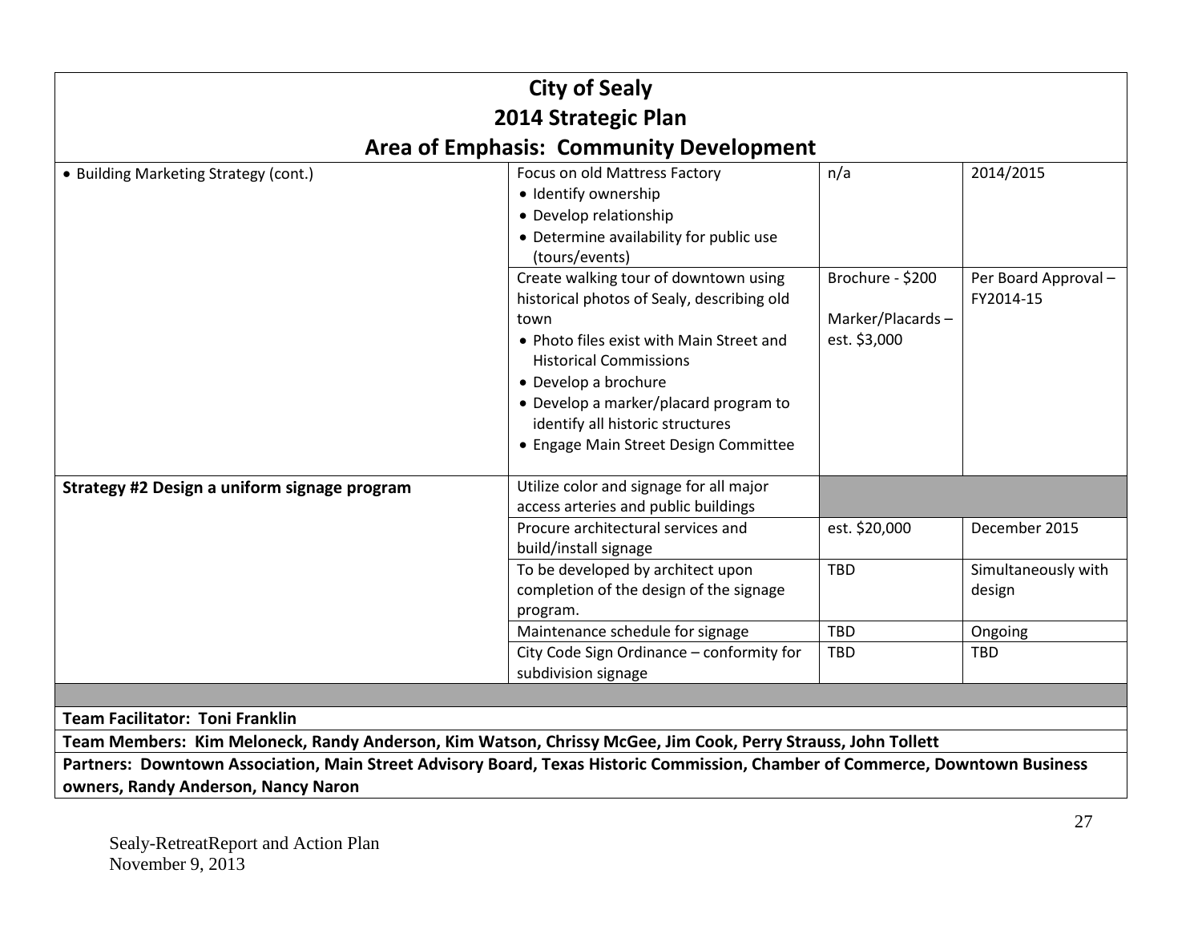# City of Sealy
## 2014 Strategic Plan
### Area of Emphasis: Community Development

| | | | |
|---|---|---|---|
| • Building Marketing Strategy (cont.) | Focus on old Mattress Factory<br>• Identify ownership<br>• Develop relationship<br>• Determine availability for public use (tours/events) | n/a | 2014/2015 |
| | Create walking tour of downtown using historical photos of Sealy, describing old town<br>• Photo files exist with Main Street and Historical Commissions<br>• Develop a brochure<br>• Develop a marker/placard program to identify all historic structures<br>• Engage Main Street Design Committee | Brochure - $200<br><br>Marker/Placards – est. $3,000 | Per Board Approval – FY2014-15 |
| **Strategy #2 Design a uniform signage program** | Utilize color and signage for all major access arteries and public buildings | | |
| | Procure architectural services and build/install signage | est. $20,000 | December 2015 |
| | To be developed by architect upon completion of the design of the signage program. | TBD | Simultaneously with design |
| | Maintenance schedule for signage | TBD | Ongoing |
| | City Code Sign Ordinance – conformity for subdivision signage | TBD | TBD |

**Team Facilitator: Toni Franklin**

**Team Members: Kim Meloneck, Randy Anderson, Kim Watson, Chrissy McGee, Jim Cook, Perry Strauss, John Tollett**

**Partners: Downtown Association, Main Street Advisory Board, Texas Historic Commission, Chamber of Commerce, Downtown Business owners, Randy Anderson, Nancy Naron**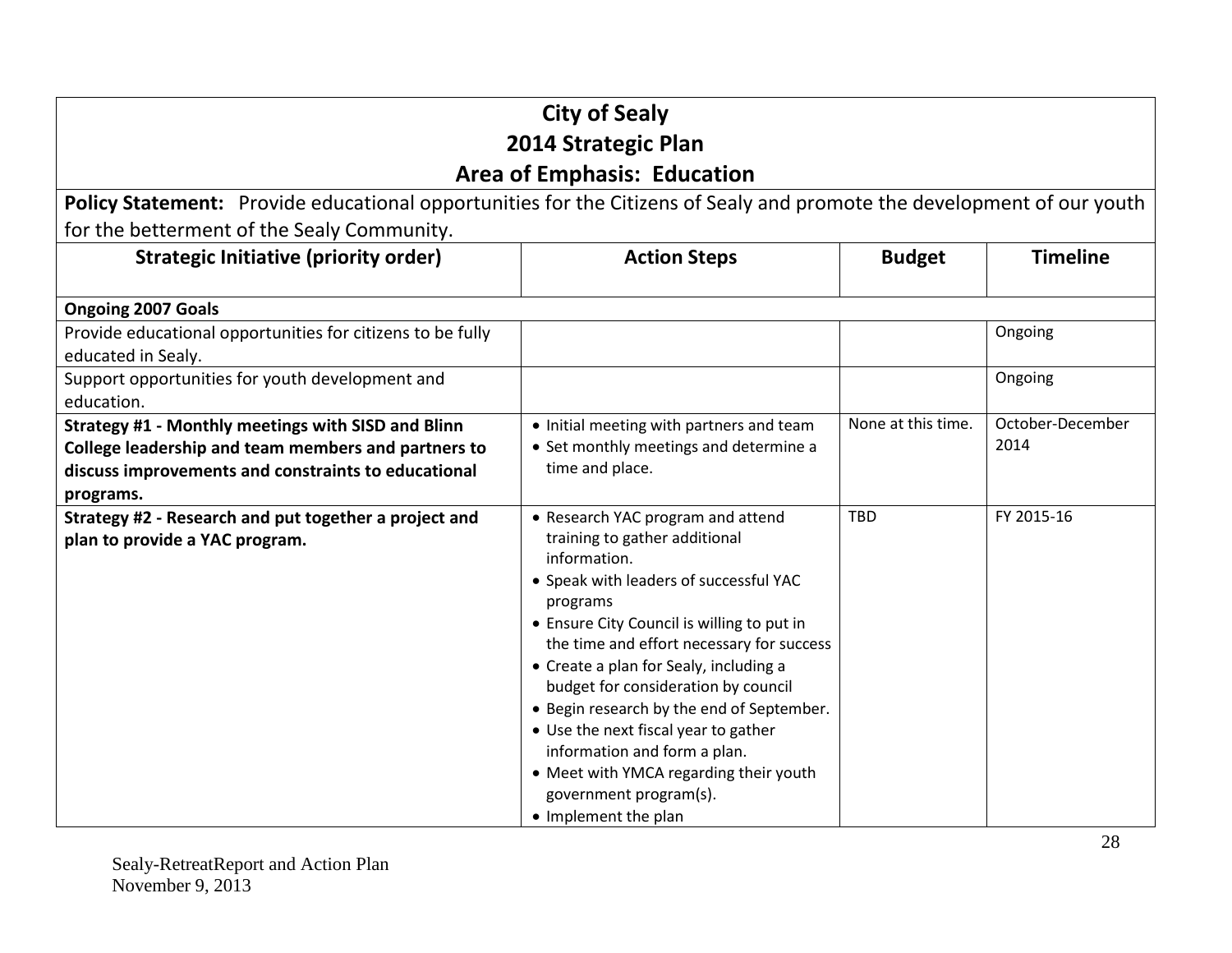# City of Sealy
## 2014 Strategic Plan
## Area of Emphasis: Education

**Policy Statement:** Provide educational opportunities for the Citizens of Sealy and promote the development of our youth for the betterment of the Sealy Community.

| Strategic Initiative (priority order) | Action Steps | Budget | Timeline |
|---|---|---|---|
| **Ongoing 2007 Goals** | | | |
| Provide educational opportunities for citizens to be fully educated in Sealy. | | | Ongoing |
| Support opportunities for youth development and education. | | | Ongoing |
| **Strategy #1 - Monthly meetings with SISD and Blinn College leadership and team members and partners to discuss improvements and constraints to educational programs.** | • Initial meeting with partners and team<br>• Set monthly meetings and determine a time and place. | None at this time. | October-December 2014 |
| **Strategy #2 - Research and put together a project and plan to provide a YAC program.** | • Research YAC program and attend training to gather additional information.<br>• Speak with leaders of successful YAC programs<br>• Ensure City Council is willing to put in the time and effort necessary for success<br>• Create a plan for Sealy, including a budget for consideration by council<br>• Begin research by the end of September.<br>• Use the next fiscal year to gather information and form a plan.<br>• Meet with YMCA regarding their youth government program(s).<br>• Implement the plan | TBD | FY 2015-16 |

Sealy-RetreatReport and Action Plan
November 9, 2013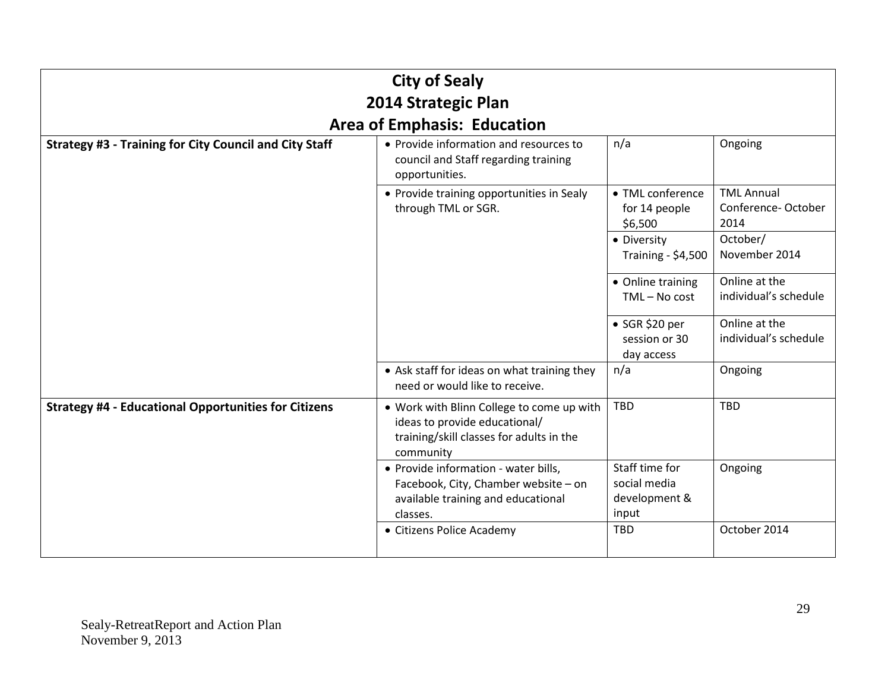# City of Sealy
## 2014 Strategic Plan
### Area of Emphasis: Education

| | | | |
|---|---|---|---|
| **Strategy #3 - Training for City Council and City Staff** | • Provide information and resources to council and Staff regarding training opportunities. | n/a | Ongoing |
| | • Provide training opportunities in Sealy through TML or SGR. | • TML conference for 14 people $6,500 | TML Annual Conference- October 2014 |
| | | • Diversity Training - $4,500 | October/ November 2014 |
| | | • Online training TML – No cost | Online at the individual's schedule |
| | | • SGR $20 per session or 30 day access | Online at the individual's schedule |
| | • Ask staff for ideas on what training they need or would like to receive. | n/a | Ongoing |
| **Strategy #4 - Educational Opportunities for Citizens** | • Work with Blinn College to come up with ideas to provide educational/ training/skill classes for adults in the community | TBD | TBD |
| | • Provide information - water bills, Facebook, City, Chamber website – on available training and educational classes. | Staff time for social media development & input | Ongoing |
| | • Citizens Police Academy | TBD | October 2014 |

Sealy-RetreatReport and Action Plan
November 9, 2013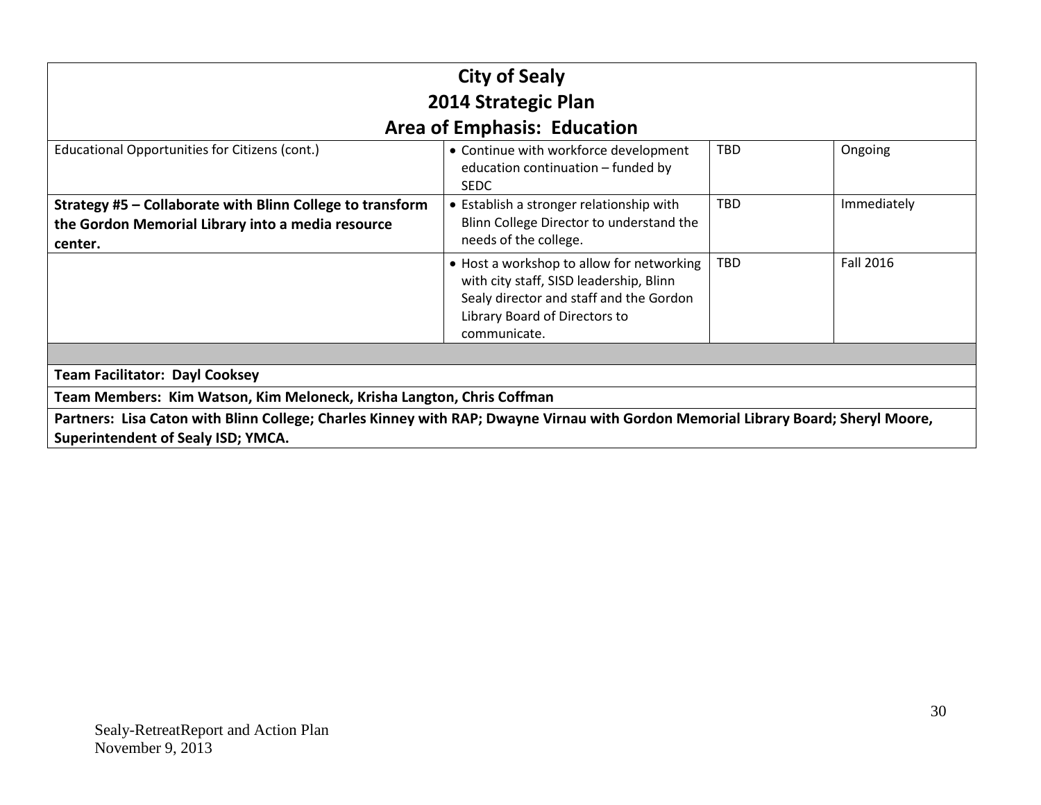# City of Sealy
## 2014 Strategic Plan
## Area of Emphasis: Education

| | | | |
|---|---|---|---|
| Educational Opportunities for Citizens (cont.) | • Continue with workforce development education continuation – funded by SEDC | TBD | Ongoing |
| **Strategy #5 – Collaborate with Blinn College to transform the Gordon Memorial Library into a media resource center.** | • Establish a stronger relationship with Blinn College Director to understand the needs of the college. | TBD | Immediately |
| | • Host a workshop to allow for networking with city staff, SISD leadership, Blinn Sealy director and staff and the Gordon Library Board of Directors to communicate. | TBD | Fall 2016 |

**Team Facilitator: Dayl Cooksey**

**Team Members: Kim Watson, Kim Meloneck, Krisha Langton, Chris Coffman**

**Partners: Lisa Caton with Blinn College; Charles Kinney with RAP; Dwayne Virnau with Gordon Memorial Library Board; Sheryl Moore, Superintendent of Sealy ISD; YMCA.**

Sealy-RetreatReport and Action Plan
November 9, 2013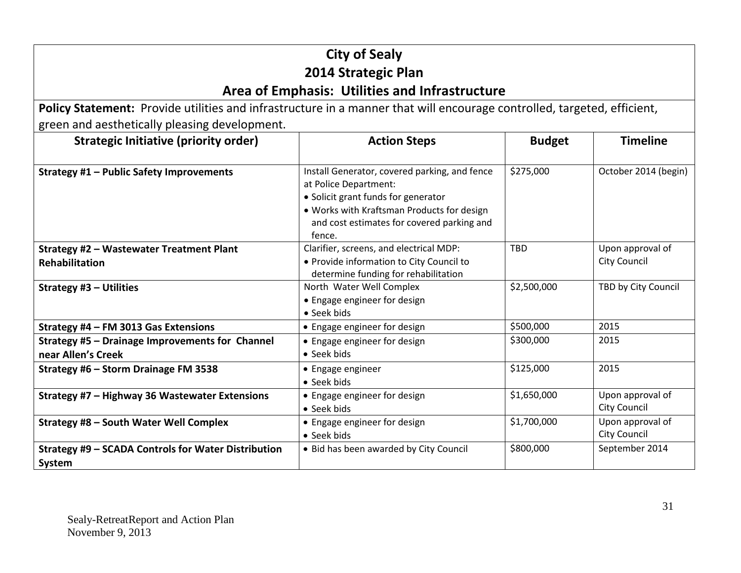# City of Sealy
## 2014 Strategic Plan
## Area of Emphasis: Utilities and Infrastructure

**Policy Statement:** Provide utilities and infrastructure in a manner that will encourage controlled, targeted, efficient, green and aesthetically pleasing development.

| Strategic Initiative (priority order) | Action Steps | Budget | Timeline |
|---|---|---|---|
| **Strategy #1 – Public Safety Improvements** | Install Generator, covered parking, and fence at Police Department:<br>• Solicit grant funds for generator<br>• Works with Kraftsman Products for design and cost estimates for covered parking and fence. | $275,000 | October 2014 (begin) |
| **Strategy #2 – Wastewater Treatment Plant Rehabilitation** | Clarifier, screens, and electrical MDP:<br>• Provide information to City Council to determine funding for rehabilitation | TBD | Upon approval of City Council |
| **Strategy #3 – Utilities** | North Water Well Complex<br>• Engage engineer for design<br>• Seek bids | $2,500,000 | TBD by City Council |
| **Strategy #4 – FM 3013 Gas Extensions** | • Engage engineer for design | $500,000 | 2015 |
| **Strategy #5 – Drainage Improvements for Channel near Allen's Creek** | • Engage engineer for design<br>• Seek bids | $300,000 | 2015 |
| **Strategy #6 – Storm Drainage FM 3538** | • Engage engineer<br>• Seek bids | $125,000 | 2015 |
| **Strategy #7 – Highway 36 Wastewater Extensions** | • Engage engineer for design<br>• Seek bids | $1,650,000 | Upon approval of City Council |
| **Strategy #8 – South Water Well Complex** | • Engage engineer for design<br>• Seek bids | $1,700,000 | Upon approval of City Council |
| **Strategy #9 – SCADA Controls for Water Distribution System** | • Bid has been awarded by City Council | $800,000 | September 2014 |

Sealy-RetreatReport and Action Plan
November 9, 2013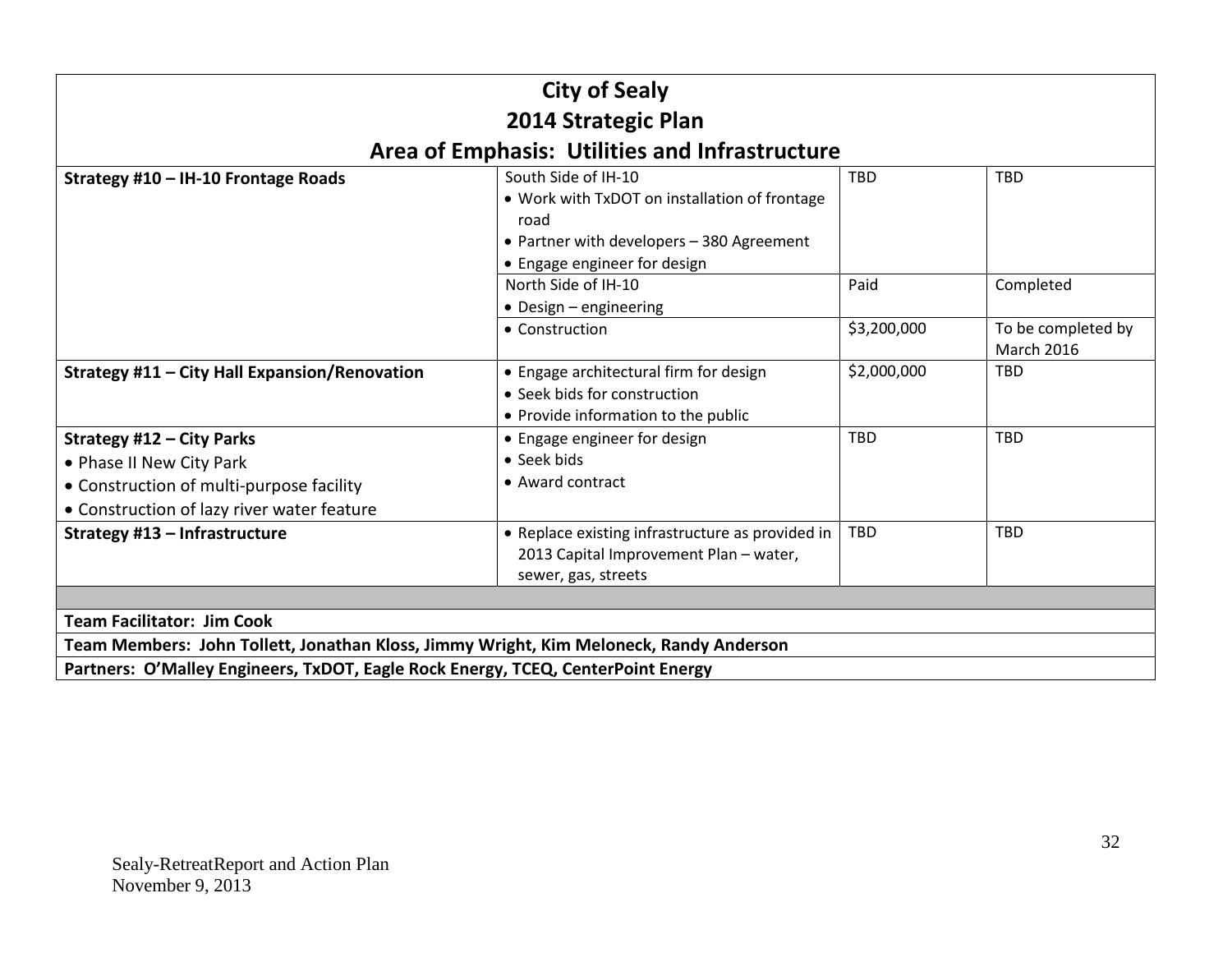# City of Sealy
## 2014 Strategic Plan
### Area of Emphasis: Utilities and Infrastructure

| Strategy | Action Steps | Cost | Timeline |
|---|---|---|---|
| **Strategy #10 – IH-10 Frontage Roads** | South Side of IH-10<br>• Work with TxDOT on installation of frontage road<br>• Partner with developers – 380 Agreement<br>• Engage engineer for design | TBD | TBD |
| | North Side of IH-10<br>• Design – engineering | Paid | Completed |
| | • Construction | $3,200,000 | To be completed by March 2016 |
| **Strategy #11 – City Hall Expansion/Renovation** | • Engage architectural firm for design<br>• Seek bids for construction<br>• Provide information to the public | $2,000,000 | TBD |
| **Strategy #12 – City Parks**<br>• Phase II New City Park<br>• Construction of multi-purpose facility<br>• Construction of lazy river water feature | • Engage engineer for design<br>• Seek bids<br>• Award contract | TBD | TBD |
| **Strategy #13 – Infrastructure** | • Replace existing infrastructure as provided in 2013 Capital Improvement Plan – water, sewer, gas, streets | TBD | TBD |

**Team Facilitator: Jim Cook**

**Team Members: John Tollett, Jonathan Kloss, Jimmy Wright, Kim Meloneck, Randy Anderson**

**Partners: O'Malley Engineers, TxDOT, Eagle Rock Energy, TCEQ, CenterPoint Energy**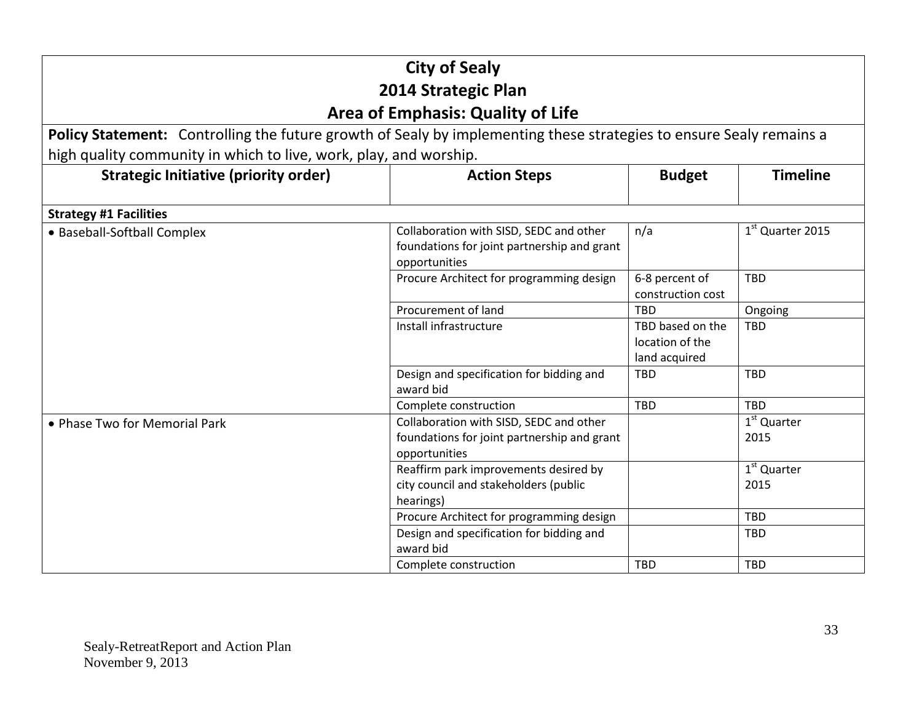# City of Sealy
## 2014 Strategic Plan
## Area of Emphasis: Quality of Life

**Policy Statement:** Controlling the future growth of Sealy by implementing these strategies to ensure Sealy remains a high quality community in which to live, work, play, and worship.

| Strategic Initiative (priority order) | Action Steps | Budget | Timeline |
|---|---|---|---|
| **Strategy #1 Facilities** | | | |
| • Baseball-Softball Complex | Collaboration with SISD, SEDC and other foundations for joint partnership and grant opportunities | n/a | 1st Quarter 2015 |
| | Procure Architect for programming design | 6-8 percent of construction cost | TBD |
| | Procurement of land | TBD | Ongoing |
| | Install infrastructure | TBD based on the location of the land acquired | TBD |
| | Design and specification for bidding and award bid | TBD | TBD |
| | Complete construction | TBD | TBD |
| • Phase Two for Memorial Park | Collaboration with SISD, SEDC and other foundations for joint partnership and grant opportunities | | 1st Quarter 2015 |
| | Reaffirm park improvements desired by city council and stakeholders (public hearings) | | 1st Quarter 2015 |
| | Procure Architect for programming design | | TBD |
| | Design and specification for bidding and award bid | | TBD |
| | Complete construction | TBD | TBD |

Sealy-RetreatReport and Action Plan
November 9, 2013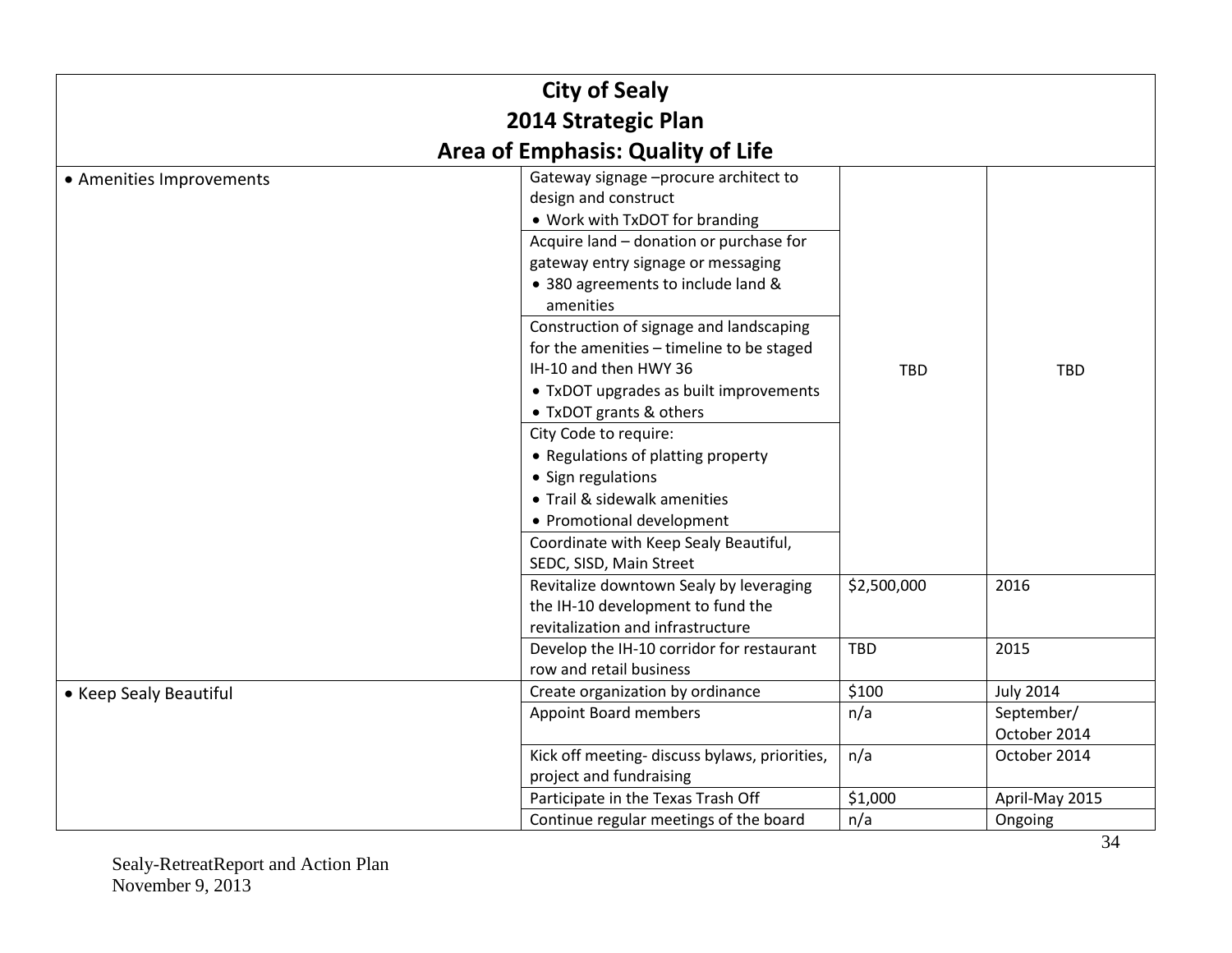# City of Sealy
## 2014 Strategic Plan
## Area of Emphasis: Quality of Life

| | | | |
|---|---|---|---|
| • Amenities Improvements | Gateway signage –procure architect to design and construct<br>• Work with TxDOT for branding | TBD | TBD |
| | Acquire land – donation or purchase for gateway entry signage or messaging<br>• 380 agreements to include land & amenities | | |
| | Construction of signage and landscaping for the amenities – timeline to be staged IH-10 and then HWY 36<br>• TxDOT upgrades as built improvements<br>• TxDOT grants & others | | |
| | City Code to require:<br>• Regulations of platting property<br>• Sign regulations<br>• Trail & sidewalk amenities<br>• Promotional development | | |
| | Coordinate with Keep Sealy Beautiful, SEDC, SISD, Main Street | | |
| | Revitalize downtown Sealy by leveraging the IH-10 development to fund the revitalization and infrastructure | $2,500,000 | 2016 |
| | Develop the IH-10 corridor for restaurant row and retail business | TBD | 2015 |
| • Keep Sealy Beautiful | Create organization by ordinance | $100 | July 2014 |
| | Appoint Board members | n/a | September/ October 2014 |
| | Kick off meeting- discuss bylaws, priorities, project and fundraising | n/a | October 2014 |
| | Participate in the Texas Trash Off | $1,000 | April-May 2015 |
| | Continue regular meetings of the board | n/a | Ongoing |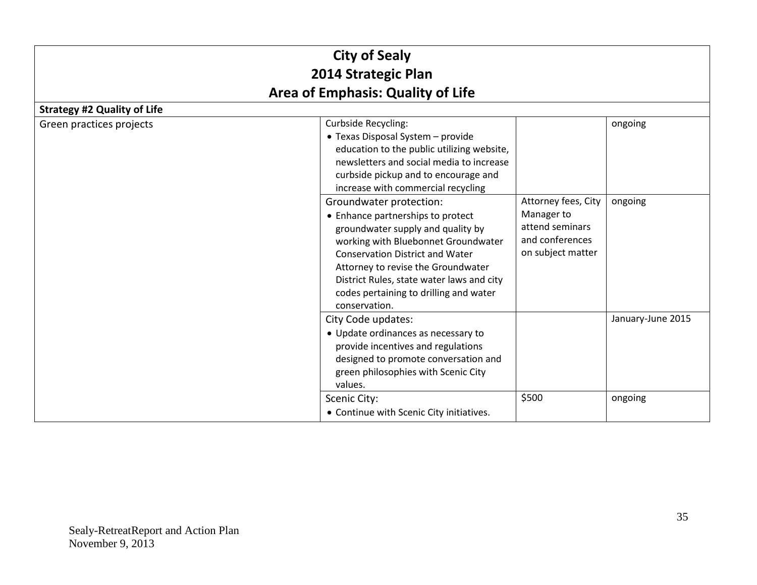# City of Sealy
# 2014 Strategic Plan
# Area of Emphasis: Quality of Life

| **Strategy #2 Quality of Life** | | | |
|---|---|---|---|
| Green practices projects | Curbside Recycling:<br>• Texas Disposal System – provide education to the public utilizing website, newsletters and social media to increase curbside pickup and to encourage and increase with commercial recycling | | ongoing |
| | Groundwater protection:<br>• Enhance partnerships to protect groundwater supply and quality by working with Bluebonnet Groundwater Conservation District and Water Attorney to revise the Groundwater District Rules, state water laws and city codes pertaining to drilling and water conservation. | Attorney fees, City Manager to attend seminars and conferences on subject matter | ongoing |
| | City Code updates:<br>• Update ordinances as necessary to provide incentives and regulations designed to promote conversation and green philosophies with Scenic City values. | | January-June 2015 |
| | Scenic City:<br>• Continue with Scenic City initiatives. | $500 | ongoing |

Sealy-RetreatReport and Action Plan
November 9, 2013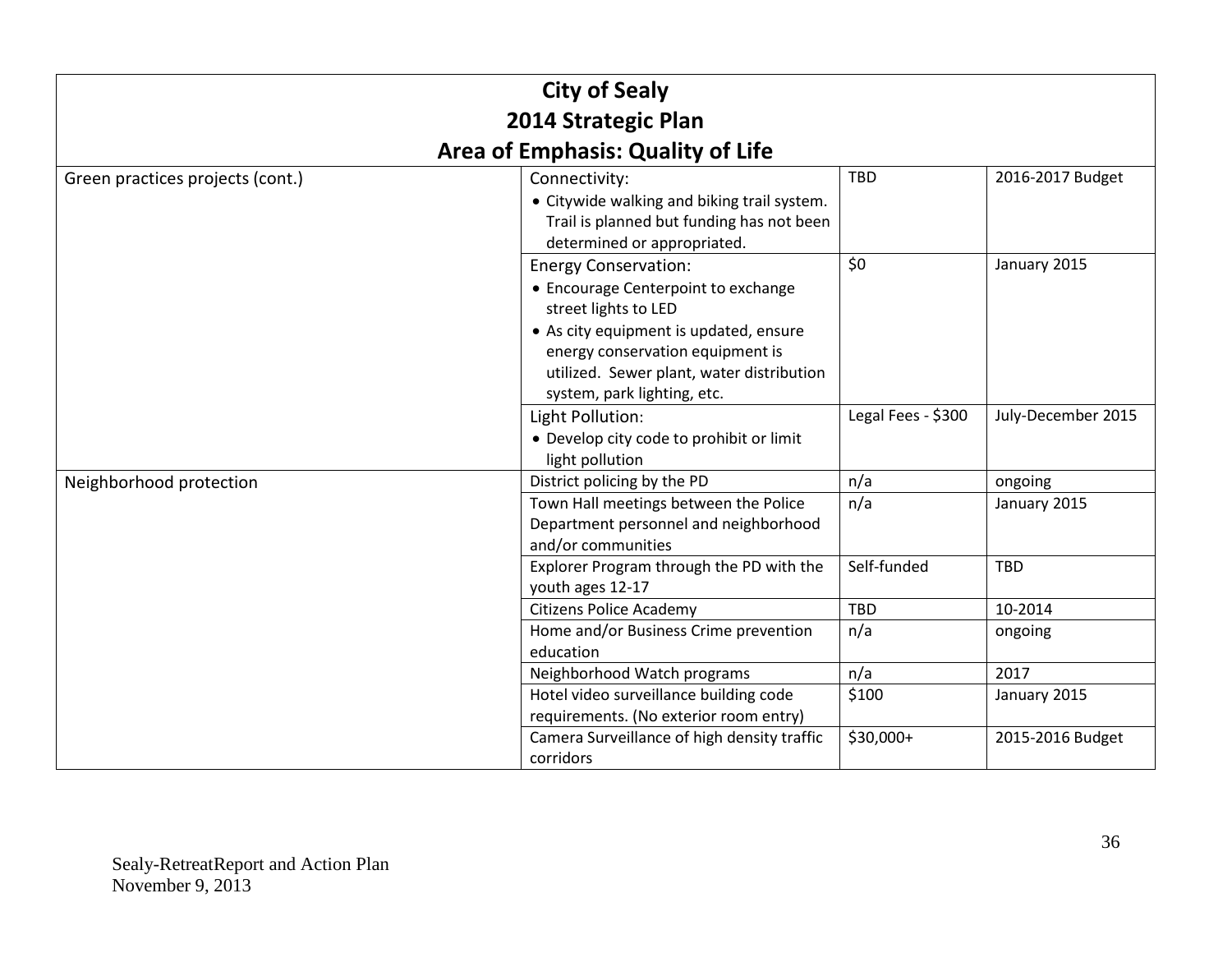# City of Sealy
## 2014 Strategic Plan
## Area of Emphasis: Quality of Life

| | | | |
|---|---|---|---|
| Green practices projects (cont.) | Connectivity:<br>• Citywide walking and biking trail system. Trail is planned but funding has not been determined or appropriated. | TBD | 2016-2017 Budget |
| | Energy Conservation:<br>• Encourage Centerpoint to exchange street lights to LED<br>• As city equipment is updated, ensure energy conservation equipment is utilized. Sewer plant, water distribution system, park lighting, etc. | $0 | January 2015 |
| | Light Pollution:<br>• Develop city code to prohibit or limit light pollution | Legal Fees - $300 | July-December 2015 |
| Neighborhood protection | District policing by the PD | n/a | ongoing |
| | Town Hall meetings between the Police Department personnel and neighborhood and/or communities | n/a | January 2015 |
| | Explorer Program through the PD with the youth ages 12-17 | Self-funded | TBD |
| | Citizens Police Academy | TBD | 10-2014 |
| | Home and/or Business Crime prevention education | n/a | ongoing |
| | Neighborhood Watch programs | n/a | 2017 |
| | Hotel video surveillance building code requirements. (No exterior room entry) | $100 | January 2015 |
| | Camera Surveillance of high density traffic corridors | $30,000+ | 2015-2016 Budget |

Sealy-RetreatReport and Action Plan
November 9, 2013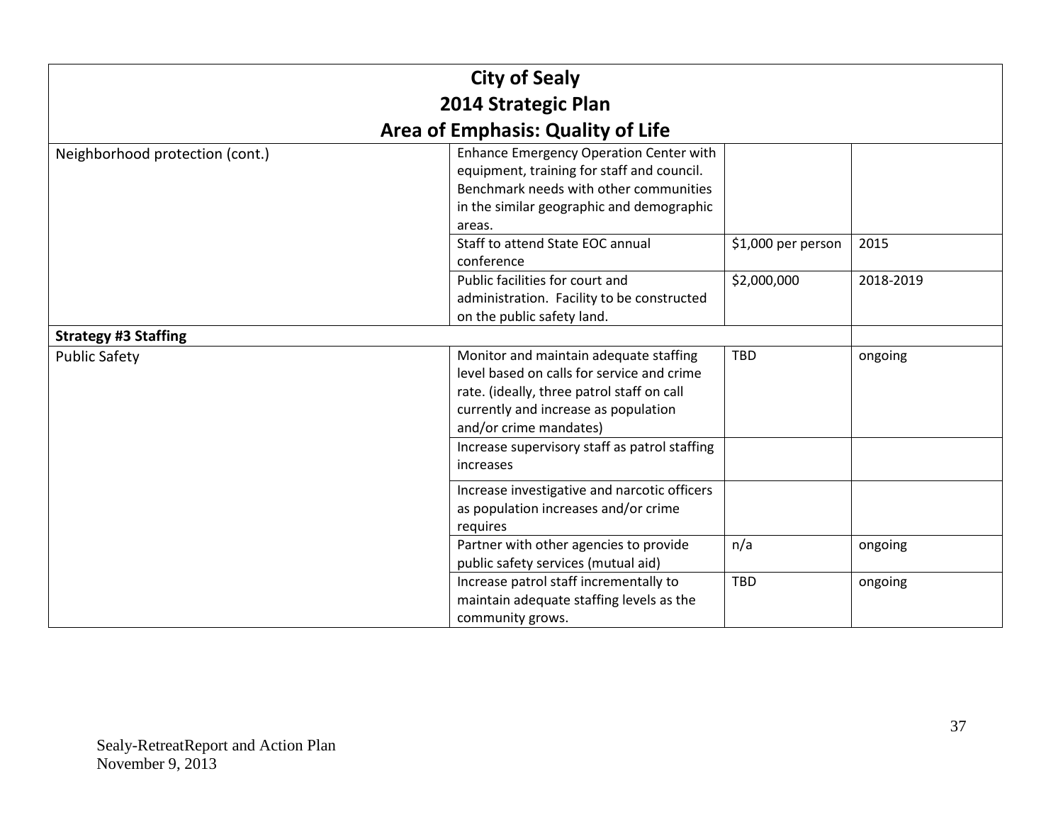# City of Sealy
## 2014 Strategic Plan
## Area of Emphasis: Quality of Life

| | | | |
|---|---|---|---|
| Neighborhood protection (cont.) | Enhance Emergency Operation Center with equipment, training for staff and council. Benchmark needs with other communities in the similar geographic and demographic areas. | | |
| | Staff to attend State EOC annual conference | $1,000 per person | 2015 |
| | Public facilities for court and administration. Facility to be constructed on the public safety land. | $2,000,000 | 2018-2019 |
| **Strategy #3 Staffing** | | | |
| Public Safety | Monitor and maintain adequate staffing level based on calls for service and crime rate. (ideally, three patrol staff on call currently and increase as population and/or crime mandates) | TBD | ongoing |
| | Increase supervisory staff as patrol staffing increases | | |
| | Increase investigative and narcotic officers as population increases and/or crime requires | | |
| | Partner with other agencies to provide public safety services (mutual aid) | n/a | ongoing |
| | Increase patrol staff incrementally to maintain adequate staffing levels as the community grows. | TBD | ongoing |

Sealy-RetreatReport and Action Plan
November 9, 2013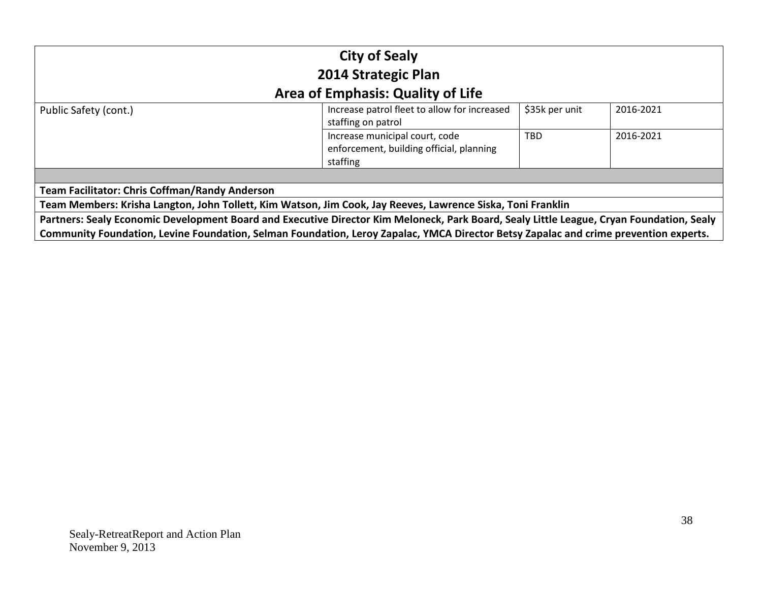# City of Sealy
## 2014 Strategic Plan
## Area of Emphasis: Quality of Life

| | | | |
|---|---|---|---|
| Public Safety (cont.) | Increase patrol fleet to allow for increased staffing on patrol | $35k per unit | 2016-2021 |
| | Increase municipal court, code enforcement, building official, planning staffing | TBD | 2016-2021 |

**Team Facilitator: Chris Coffman/Randy Anderson**

**Team Members: Krisha Langton, John Tollett, Kim Watson, Jim Cook, Jay Reeves, Lawrence Siska, Toni Franklin**

**Partners: Sealy Economic Development Board and Executive Director Kim Meloneck, Park Board, Sealy Little League, Cryan Foundation, Sealy Community Foundation, Levine Foundation, Selman Foundation, Leroy Zapalac, YMCA Director Betsy Zapalac and crime prevention experts.**

Sealy-RetreatReport and Action Plan
November 9, 2013